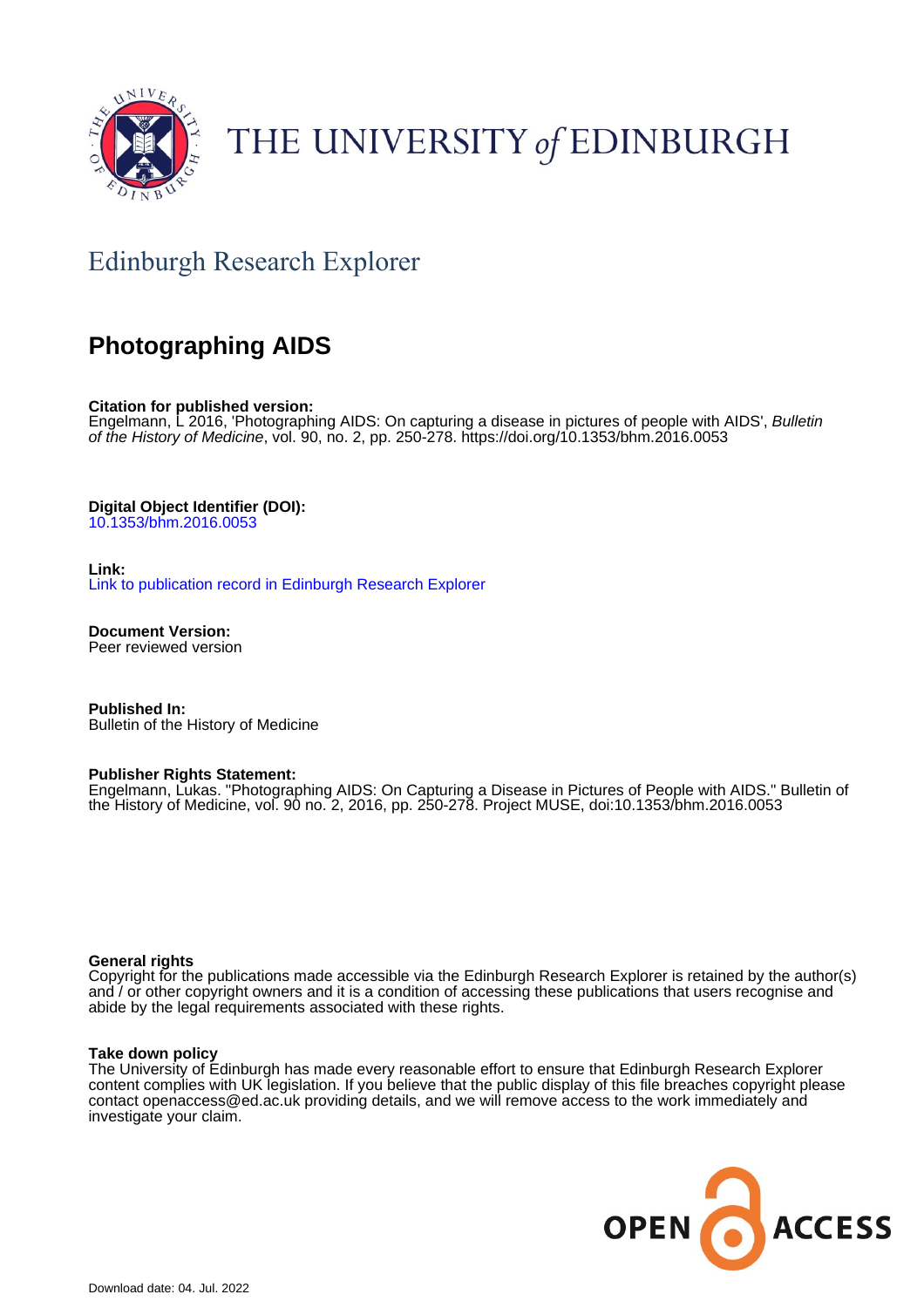THE UNIVERSITY *of* EDINBURGH

## Edinburgh Research Explorer

# Photographing AIDS

**Citation for published version:**
Engelmann, L 2016, 'Photographing AIDS: On capturing a disease in pictures of people with AIDS', *Bulletin of the History of Medicine*, vol. 90, no. 2, pp. 250-278. https://doi.org/10.1353/bhm.2016.0053

**Digital Object Identifier (DOI):**
10.1353/bhm.2016.0053

**Link:**
Link to publication record in Edinburgh Research Explorer

**Document Version:**
Peer reviewed version

**Published In:**
Bulletin of the History of Medicine

**Publisher Rights Statement:**
Engelmann, Lukas. "Photographing AIDS: On Capturing a Disease in Pictures of People with AIDS." Bulletin of the History of Medicine, vol. 90 no. 2, 2016, pp. 250-278. Project MUSE, doi:10.1353/bhm.2016.0053

**General rights**
Copyright for the publications made accessible via the Edinburgh Research Explorer is retained by the author(s) and / or other copyright owners and it is a condition of accessing these publications that users recognise and abide by the legal requirements associated with these rights.

**Take down policy**
The University of Edinburgh has made every reasonable effort to ensure that Edinburgh Research Explorer content complies with UK legislation. If you believe that the public display of this file breaches copyright please contact openaccess@ed.ac.uk providing details, and we will remove access to the work immediately and investigate your claim.

Download date: 04. Jul. 2022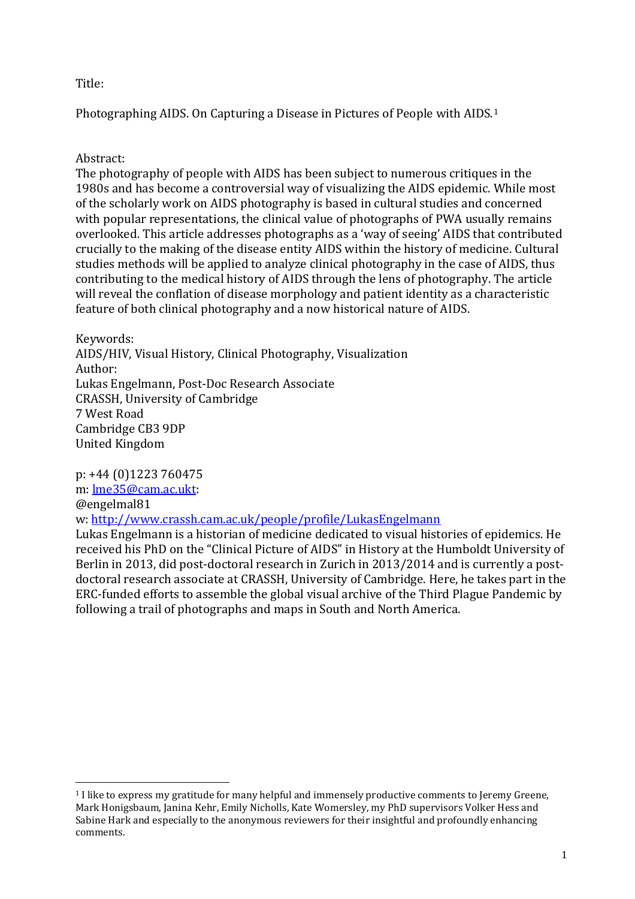Title:

Photographing AIDS. On Capturing a Disease in Pictures of People with AIDS.[1]

Abstract:

The photography of people with AIDS has been subject to numerous critiques in the 1980s and has become a controversial way of visualizing the AIDS epidemic. While most of the scholarly work on AIDS photography is based in cultural studies and concerned with popular representations, the clinical value of photographs of PWA usually remains overlooked. This article addresses photographs as a 'way of seeing' AIDS that contributed crucially to the making of the disease entity AIDS within the history of medicine. Cultural studies methods will be applied to analyze clinical photography in the case of AIDS, thus contributing to the medical history of AIDS through the lens of photography. The article will reveal the conflation of disease morphology and patient identity as a characteristic feature of both clinical photography and a now historical nature of AIDS.

Keywords:
AIDS/HIV, Visual History, Clinical Photography, Visualization
Author:
Lukas Engelmann, Post-Doc Research Associate
CRASSH, University of Cambridge
7 West Road
Cambridge CB3 9DP
United Kingdom

p: +44 (0)1223 760475
m: lme35@cam.ac.ukt:
@engelmal81
w: http://www.crassh.cam.ac.uk/people/profile/LukasEngelmann
Lukas Engelmann is a historian of medicine dedicated to visual histories of epidemics. He received his PhD on the "Clinical Picture of AIDS" in History at the Humboldt University of Berlin in 2013, did post-doctoral research in Zurich in 2013/2014 and is currently a post-doctoral research associate at CRASSH, University of Cambridge. Here, he takes part in the ERC-funded efforts to assemble the global visual archive of the Third Plague Pandemic by following a trail of photographs and maps in South and North America.

[1] I like to express my gratitude for many helpful and immensely productive comments to Jeremy Greene, Mark Honigsbaum, Janina Kehr, Emily Nicholls, Kate Womersley, my PhD supervisors Volker Hess and Sabine Hark and especially to the anonymous reviewers for their insightful and profoundly enhancing comments.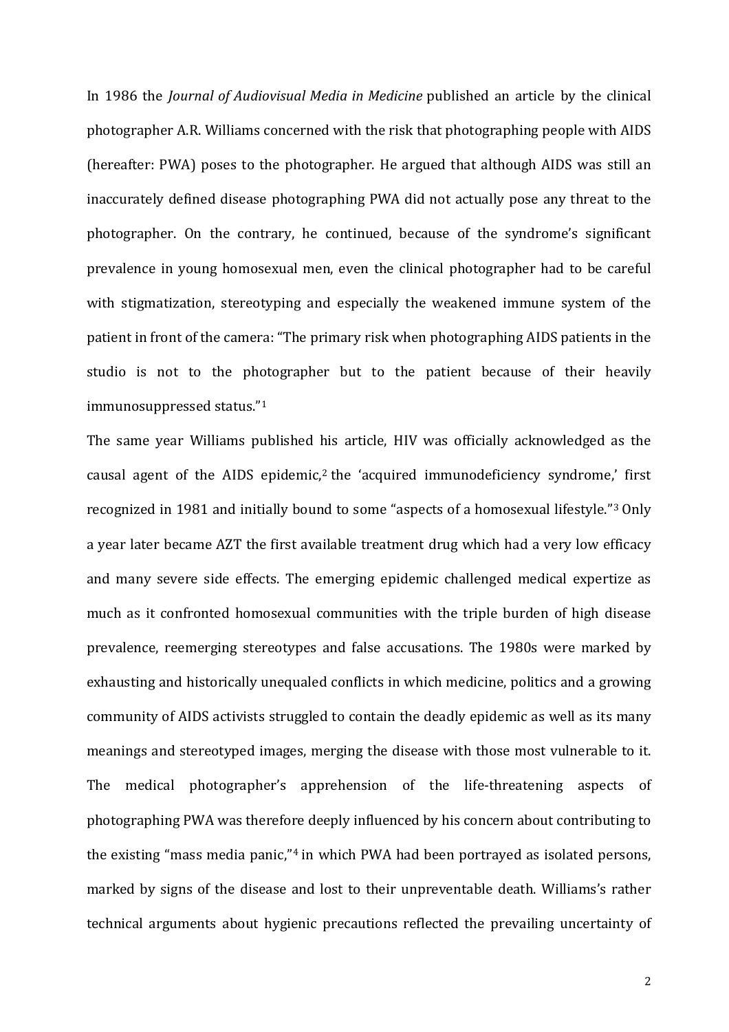In 1986 the *Journal of Audiovisual Media in Medicine* published an article by the clinical photographer A.R. Williams concerned with the risk that photographing people with AIDS (hereafter: PWA) poses to the photographer. He argued that although AIDS was still an inaccurately defined disease photographing PWA did not actually pose any threat to the photographer. On the contrary, he continued, because of the syndrome's significant prevalence in young homosexual men, even the clinical photographer had to be careful with stigmatization, stereotyping and especially the weakened immune system of the patient in front of the camera: "The primary risk when photographing AIDS patients in the studio is not to the photographer but to the patient because of their heavily immunosuppressed status."[1]

The same year Williams published his article, HIV was officially acknowledged as the causal agent of the AIDS epidemic,[2] the 'acquired immunodeficiency syndrome,' first recognized in 1981 and initially bound to some "aspects of a homosexual lifestyle."[3] Only a year later became AZT the first available treatment drug which had a very low efficacy and many severe side effects. The emerging epidemic challenged medical expertize as much as it confronted homosexual communities with the triple burden of high disease prevalence, reemerging stereotypes and false accusations. The 1980s were marked by exhausting and historically unequaled conflicts in which medicine, politics and a growing community of AIDS activists struggled to contain the deadly epidemic as well as its many meanings and stereotyped images, merging the disease with those most vulnerable to it. The medical photographer's apprehension of the life-threatening aspects of photographing PWA was therefore deeply influenced by his concern about contributing to the existing "mass media panic,"[4] in which PWA had been portrayed as isolated persons, marked by signs of the disease and lost to their unpreventable death. Williams's rather technical arguments about hygienic precautions reflected the prevailing uncertainty of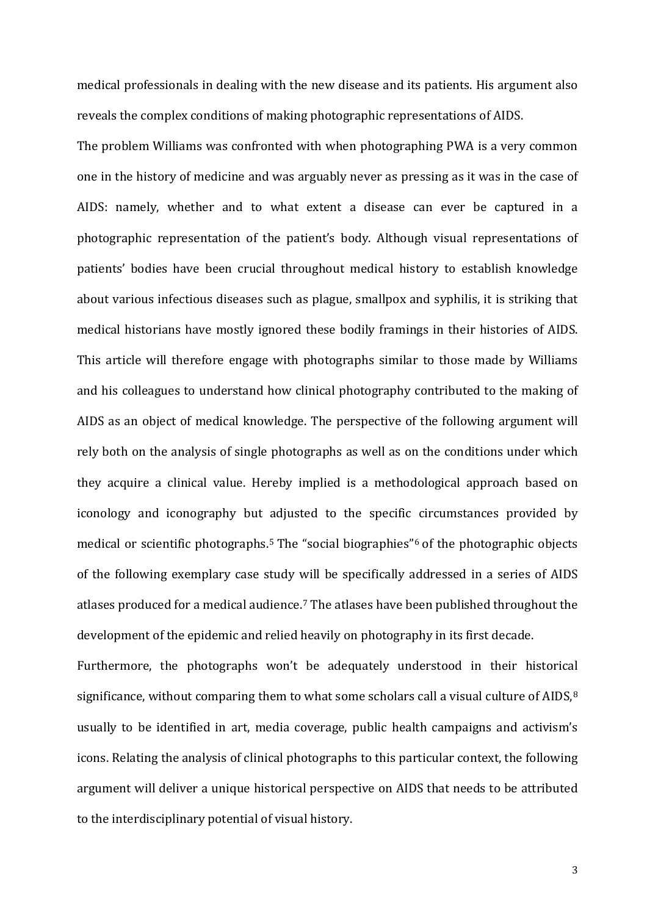medical professionals in dealing with the new disease and its patients. His argument also reveals the complex conditions of making photographic representations of AIDS.

The problem Williams was confronted with when photographing PWA is a very common one in the history of medicine and was arguably never as pressing as it was in the case of AIDS: namely, whether and to what extent a disease can ever be captured in a photographic representation of the patient's body. Although visual representations of patients' bodies have been crucial throughout medical history to establish knowledge about various infectious diseases such as plague, smallpox and syphilis, it is striking that medical historians have mostly ignored these bodily framings in their histories of AIDS. This article will therefore engage with photographs similar to those made by Williams and his colleagues to understand how clinical photography contributed to the making of AIDS as an object of medical knowledge. The perspective of the following argument will rely both on the analysis of single photographs as well as on the conditions under which they acquire a clinical value. Hereby implied is a methodological approach based on iconology and iconography but adjusted to the specific circumstances provided by medical or scientific photographs.[5] The "social biographies"[6] of the photographic objects of the following exemplary case study will be specifically addressed in a series of AIDS atlases produced for a medical audience.[7] The atlases have been published throughout the development of the epidemic and relied heavily on photography in its first decade.

Furthermore, the photographs won't be adequately understood in their historical significance, without comparing them to what some scholars call a visual culture of AIDS,[8] usually to be identified in art, media coverage, public health campaigns and activism's icons. Relating the analysis of clinical photographs to this particular context, the following argument will deliver a unique historical perspective on AIDS that needs to be attributed to the interdisciplinary potential of visual history.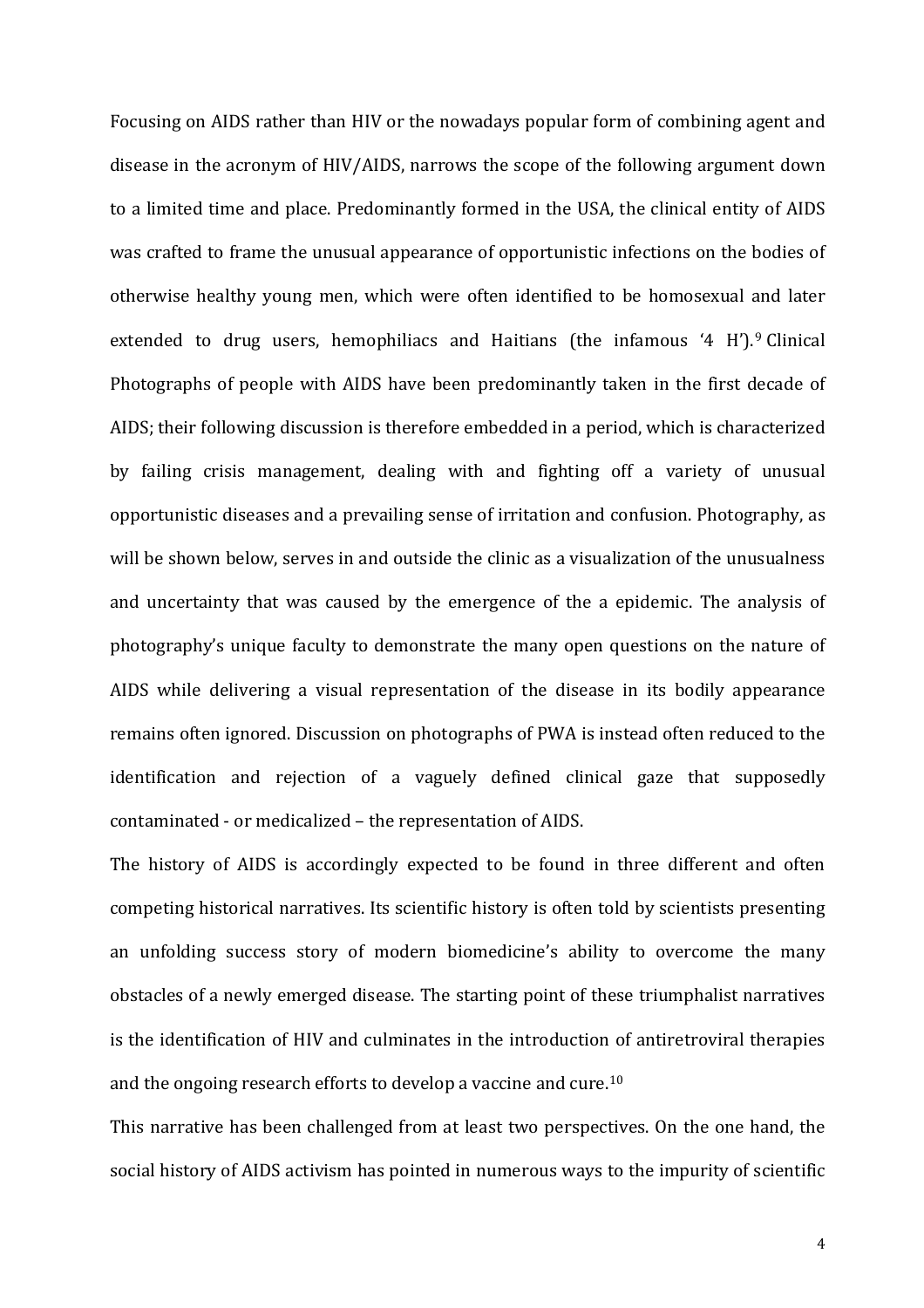Focusing on AIDS rather than HIV or the nowadays popular form of combining agent and disease in the acronym of HIV/AIDS, narrows the scope of the following argument down to a limited time and place. Predominantly formed in the USA, the clinical entity of AIDS was crafted to frame the unusual appearance of opportunistic infections on the bodies of otherwise healthy young men, which were often identified to be homosexual and later extended to drug users, hemophiliacs and Haitians (the infamous '4 H').[9] Clinical Photographs of people with AIDS have been predominantly taken in the first decade of AIDS; their following discussion is therefore embedded in a period, which is characterized by failing crisis management, dealing with and fighting off a variety of unusual opportunistic diseases and a prevailing sense of irritation and confusion. Photography, as will be shown below, serves in and outside the clinic as a visualization of the unusualness and uncertainty that was caused by the emergence of the a epidemic. The analysis of photography's unique faculty to demonstrate the many open questions on the nature of AIDS while delivering a visual representation of the disease in its bodily appearance remains often ignored. Discussion on photographs of PWA is instead often reduced to the identification and rejection of a vaguely defined clinical gaze that supposedly contaminated - or medicalized – the representation of AIDS.

The history of AIDS is accordingly expected to be found in three different and often competing historical narratives. Its scientific history is often told by scientists presenting an unfolding success story of modern biomedicine's ability to overcome the many obstacles of a newly emerged disease. The starting point of these triumphalist narratives is the identification of HIV and culminates in the introduction of antiretroviral therapies and the ongoing research efforts to develop a vaccine and cure.[10]

This narrative has been challenged from at least two perspectives. On the one hand, the social history of AIDS activism has pointed in numerous ways to the impurity of scientific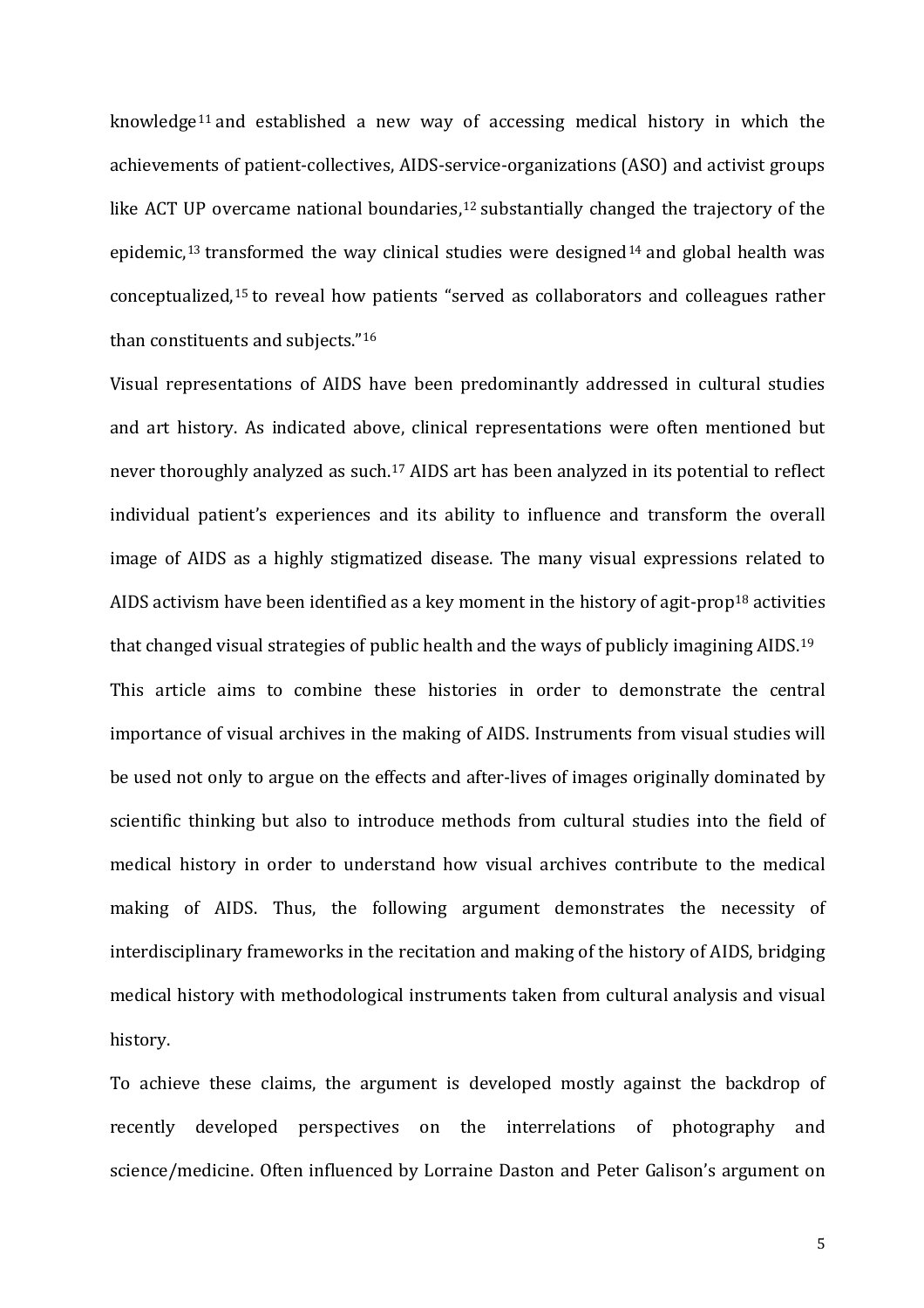knowledge[11] and established a new way of accessing medical history in which the achievements of patient-collectives, AIDS-service-organizations (ASO) and activist groups like ACT UP overcame national boundaries,[12] substantially changed the trajectory of the epidemic,[13] transformed the way clinical studies were designed[14] and global health was conceptualized,[15] to reveal how patients "served as collaborators and colleagues rather than constituents and subjects."[16]

Visual representations of AIDS have been predominantly addressed in cultural studies and art history. As indicated above, clinical representations were often mentioned but never thoroughly analyzed as such.[17] AIDS art has been analyzed in its potential to reflect individual patient's experiences and its ability to influence and transform the overall image of AIDS as a highly stigmatized disease. The many visual expressions related to AIDS activism have been identified as a key moment in the history of agit-prop[18] activities that changed visual strategies of public health and the ways of publicly imagining AIDS.[19]

This article aims to combine these histories in order to demonstrate the central importance of visual archives in the making of AIDS. Instruments from visual studies will be used not only to argue on the effects and after-lives of images originally dominated by scientific thinking but also to introduce methods from cultural studies into the field of medical history in order to understand how visual archives contribute to the medical making of AIDS. Thus, the following argument demonstrates the necessity of interdisciplinary frameworks in the recitation and making of the history of AIDS, bridging medical history with methodological instruments taken from cultural analysis and visual history.

To achieve these claims, the argument is developed mostly against the backdrop of recently developed perspectives on the interrelations of photography and science/medicine. Often influenced by Lorraine Daston and Peter Galison's argument on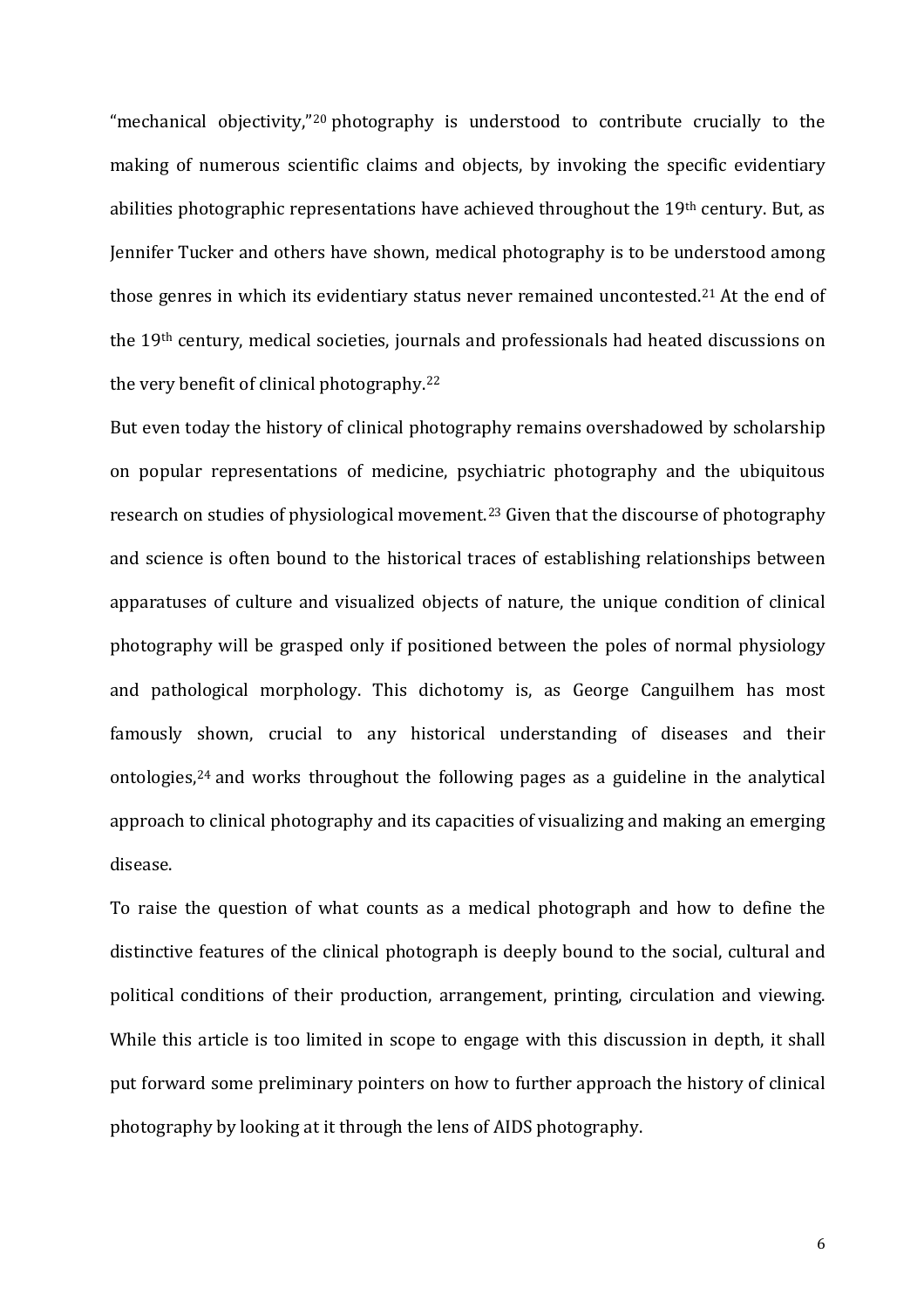"mechanical objectivity,"[20] photography is understood to contribute crucially to the making of numerous scientific claims and objects, by invoking the specific evidentiary abilities photographic representations have achieved throughout the 19th century. But, as Jennifer Tucker and others have shown, medical photography is to be understood among those genres in which its evidentiary status never remained uncontested.[21] At the end of the 19th century, medical societies, journals and professionals had heated discussions on the very benefit of clinical photography.[22]

But even today the history of clinical photography remains overshadowed by scholarship on popular representations of medicine, psychiatric photography and the ubiquitous research on studies of physiological movement.[23] Given that the discourse of photography and science is often bound to the historical traces of establishing relationships between apparatuses of culture and visualized objects of nature, the unique condition of clinical photography will be grasped only if positioned between the poles of normal physiology and pathological morphology. This dichotomy is, as George Canguilhem has most famously shown, crucial to any historical understanding of diseases and their ontologies,[24] and works throughout the following pages as a guideline in the analytical approach to clinical photography and its capacities of visualizing and making an emerging disease.

To raise the question of what counts as a medical photograph and how to define the distinctive features of the clinical photograph is deeply bound to the social, cultural and political conditions of their production, arrangement, printing, circulation and viewing. While this article is too limited in scope to engage with this discussion in depth, it shall put forward some preliminary pointers on how to further approach the history of clinical photography by looking at it through the lens of AIDS photography.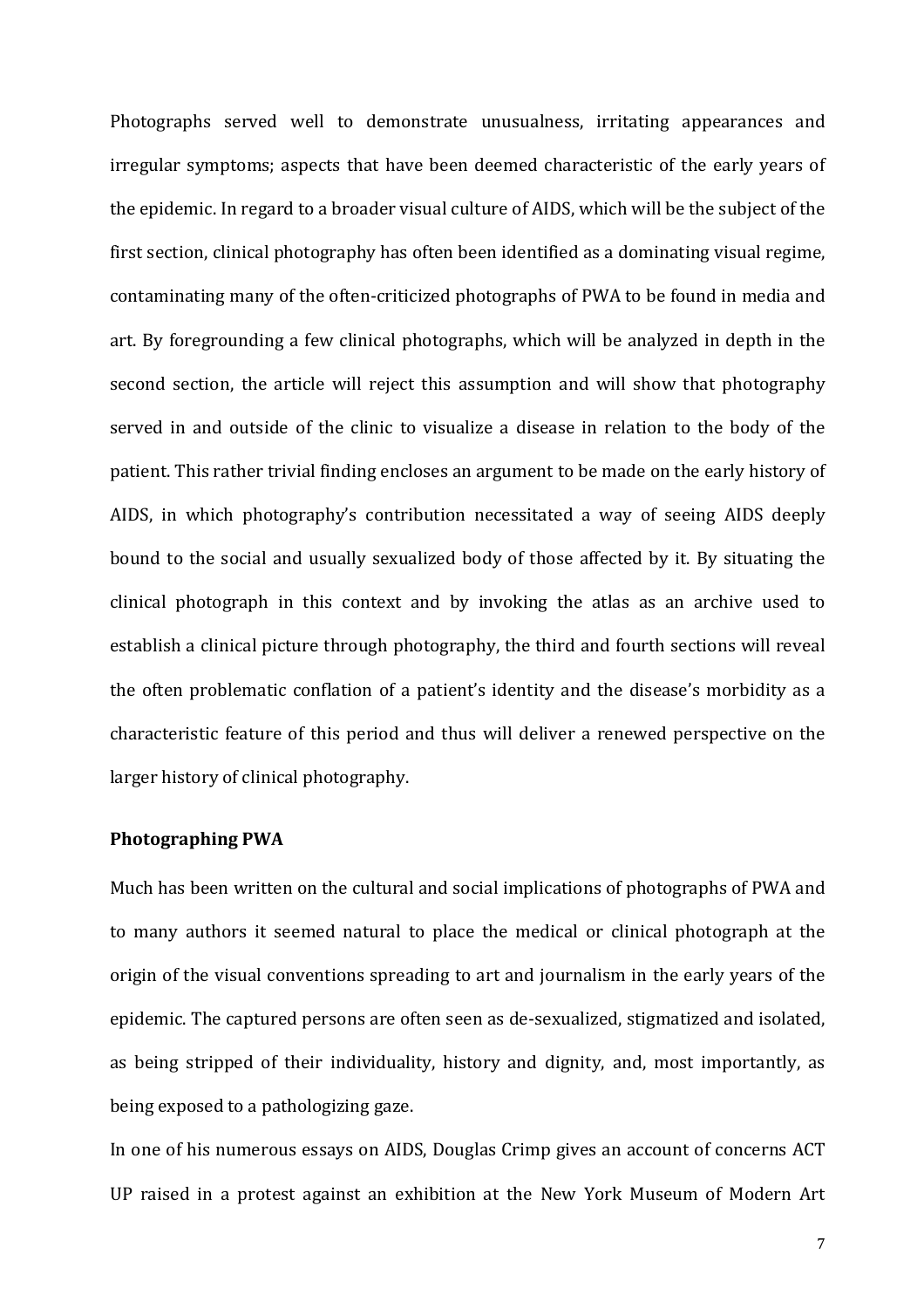Photographs served well to demonstrate unusualness, irritating appearances and irregular symptoms; aspects that have been deemed characteristic of the early years of the epidemic. In regard to a broader visual culture of AIDS, which will be the subject of the first section, clinical photography has often been identified as a dominating visual regime, contaminating many of the often-criticized photographs of PWA to be found in media and art. By foregrounding a few clinical photographs, which will be analyzed in depth in the second section, the article will reject this assumption and will show that photography served in and outside of the clinic to visualize a disease in relation to the body of the patient. This rather trivial finding encloses an argument to be made on the early history of AIDS, in which photography's contribution necessitated a way of seeing AIDS deeply bound to the social and usually sexualized body of those affected by it. By situating the clinical photograph in this context and by invoking the atlas as an archive used to establish a clinical picture through photography, the third and fourth sections will reveal the often problematic conflation of a patient's identity and the disease's morbidity as a characteristic feature of this period and thus will deliver a renewed perspective on the larger history of clinical photography.

## Photographing PWA

Much has been written on the cultural and social implications of photographs of PWA and to many authors it seemed natural to place the medical or clinical photograph at the origin of the visual conventions spreading to art and journalism in the early years of the epidemic. The captured persons are often seen as de-sexualized, stigmatized and isolated, as being stripped of their individuality, history and dignity, and, most importantly, as being exposed to a pathologizing gaze.

In one of his numerous essays on AIDS, Douglas Crimp gives an account of concerns ACT UP raised in a protest against an exhibition at the New York Museum of Modern Art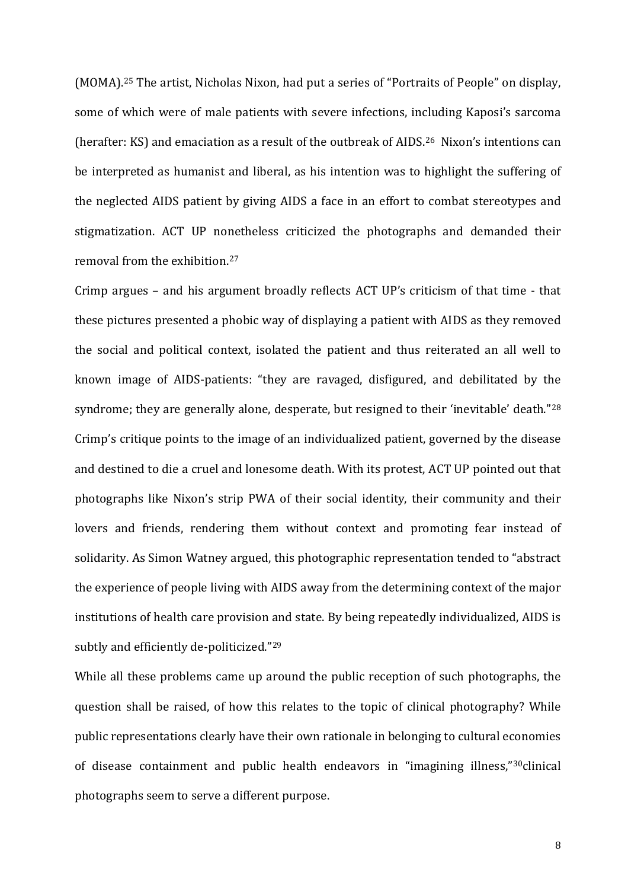(MOMA).[25] The artist, Nicholas Nixon, had put a series of "Portraits of People" on display, some of which were of male patients with severe infections, including Kaposi's sarcoma (herafter: KS) and emaciation as a result of the outbreak of AIDS.[26] Nixon's intentions can be interpreted as humanist and liberal, as his intention was to highlight the suffering of the neglected AIDS patient by giving AIDS a face in an effort to combat stereotypes and stigmatization. ACT UP nonetheless criticized the photographs and demanded their removal from the exhibition.[27]

Crimp argues – and his argument broadly reflects ACT UP's criticism of that time - that these pictures presented a phobic way of displaying a patient with AIDS as they removed the social and political context, isolated the patient and thus reiterated an all well to known image of AIDS-patients: "they are ravaged, disfigured, and debilitated by the syndrome; they are generally alone, desperate, but resigned to their 'inevitable' death."[28] Crimp's critique points to the image of an individualized patient, governed by the disease and destined to die a cruel and lonesome death. With its protest, ACT UP pointed out that photographs like Nixon's strip PWA of their social identity, their community and their lovers and friends, rendering them without context and promoting fear instead of solidarity. As Simon Watney argued, this photographic representation tended to "abstract the experience of people living with AIDS away from the determining context of the major institutions of health care provision and state. By being repeatedly individualized, AIDS is subtly and efficiently de-politicized."[29]

While all these problems came up around the public reception of such photographs, the question shall be raised, of how this relates to the topic of clinical photography? While public representations clearly have their own rationale in belonging to cultural economies of disease containment and public health endeavors in "imagining illness,"[30]clinical photographs seem to serve a different purpose.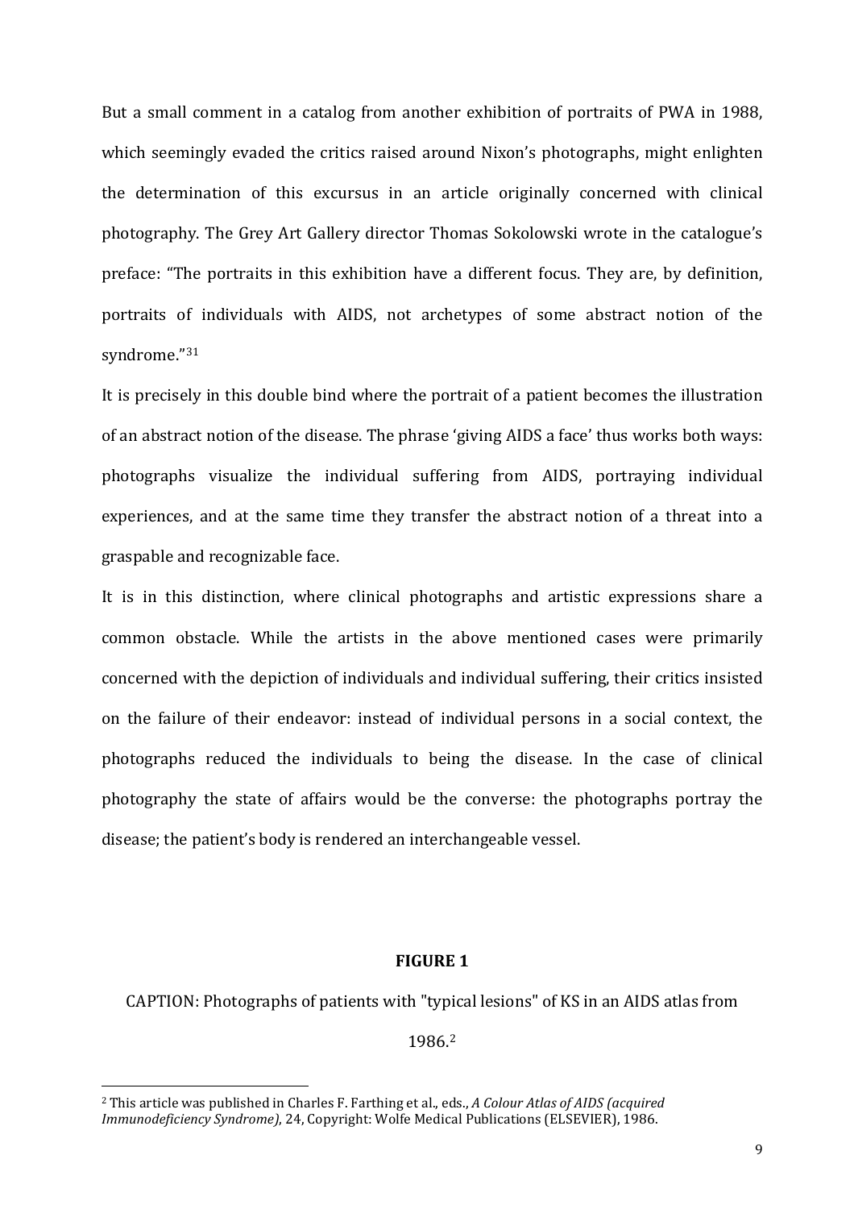But a small comment in a catalog from another exhibition of portraits of PWA in 1988, which seemingly evaded the critics raised around Nixon's photographs, might enlighten the determination of this excursus in an article originally concerned with clinical photography. The Grey Art Gallery director Thomas Sokolowski wrote in the catalogue's preface: "The portraits in this exhibition have a different focus. They are, by definition, portraits of individuals with AIDS, not archetypes of some abstract notion of the syndrome."[31]

It is precisely in this double bind where the portrait of a patient becomes the illustration of an abstract notion of the disease. The phrase 'giving AIDS a face' thus works both ways: photographs visualize the individual suffering from AIDS, portraying individual experiences, and at the same time they transfer the abstract notion of a threat into a graspable and recognizable face.

It is in this distinction, where clinical photographs and artistic expressions share a common obstacle. While the artists in the above mentioned cases were primarily concerned with the depiction of individuals and individual suffering, their critics insisted on the failure of their endeavor: instead of individual persons in a social context, the photographs reduced the individuals to being the disease. In the case of clinical photography the state of affairs would be the converse: the photographs portray the disease; the patient's body is rendered an interchangeable vessel.

**FIGURE 1**

CAPTION: Photographs of patients with "typical lesions" of KS in an AIDS atlas from 1986.[2]

[2] This article was published in Charles F. Farthing et al., eds., *A Colour Atlas of AIDS (acquired Immunodeficiency Syndrome)*, 24, Copyright: Wolfe Medical Publications (ELSEVIER), 1986.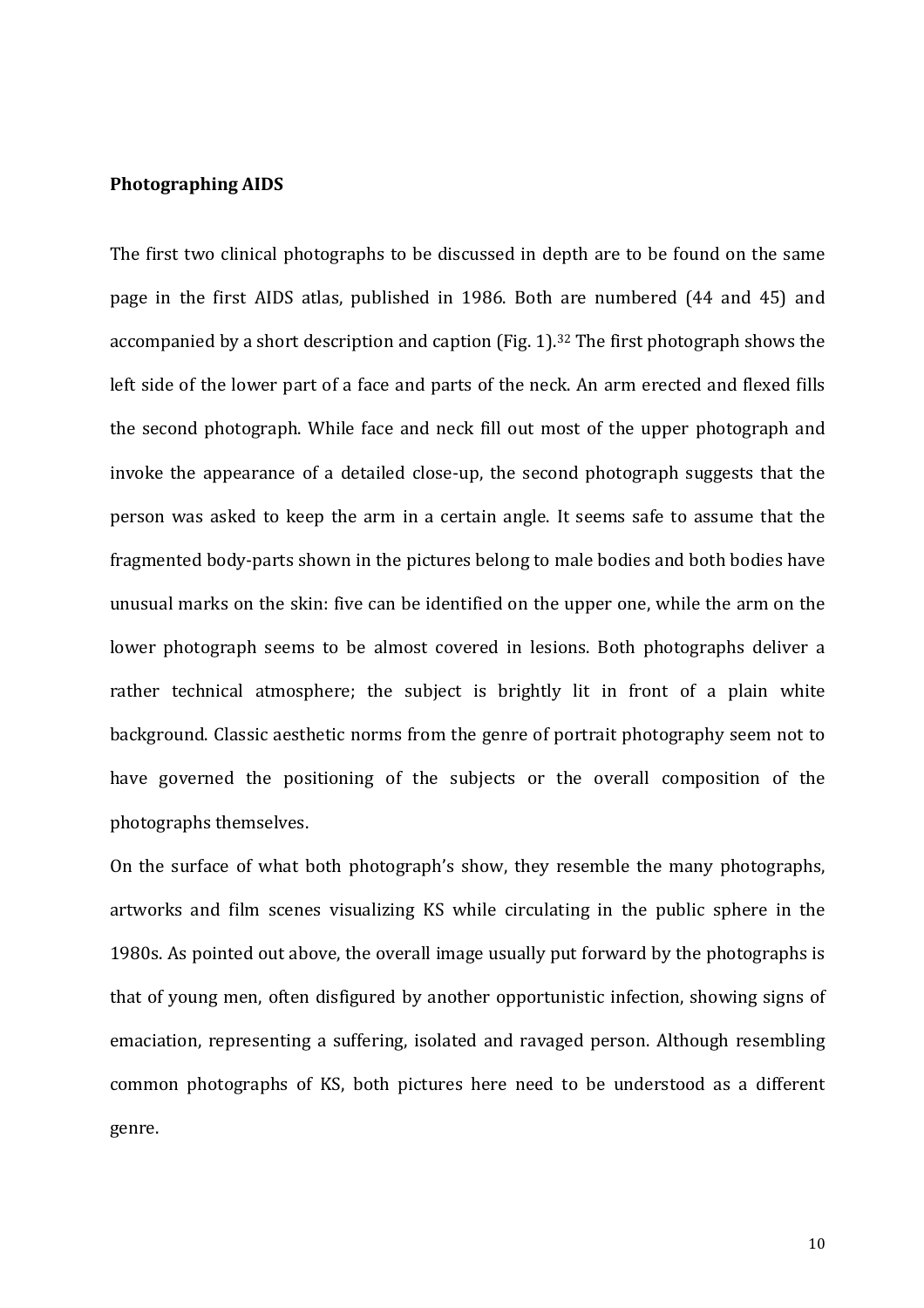**Photographing AIDS**

The first two clinical photographs to be discussed in depth are to be found on the same page in the first AIDS atlas, published in 1986. Both are numbered (44 and 45) and accompanied by a short description and caption (Fig. 1).[32] The first photograph shows the left side of the lower part of a face and parts of the neck. An arm erected and flexed fills the second photograph. While face and neck fill out most of the upper photograph and invoke the appearance of a detailed close-up, the second photograph suggests that the person was asked to keep the arm in a certain angle. It seems safe to assume that the fragmented body-parts shown in the pictures belong to male bodies and both bodies have unusual marks on the skin: five can be identified on the upper one, while the arm on the lower photograph seems to be almost covered in lesions. Both photographs deliver a rather technical atmosphere; the subject is brightly lit in front of a plain white background. Classic aesthetic norms from the genre of portrait photography seem not to have governed the positioning of the subjects or the overall composition of the photographs themselves.

On the surface of what both photograph's show, they resemble the many photographs, artworks and film scenes visualizing KS while circulating in the public sphere in the 1980s. As pointed out above, the overall image usually put forward by the photographs is that of young men, often disfigured by another opportunistic infection, showing signs of emaciation, representing a suffering, isolated and ravaged person. Although resembling common photographs of KS, both pictures here need to be understood as a different genre.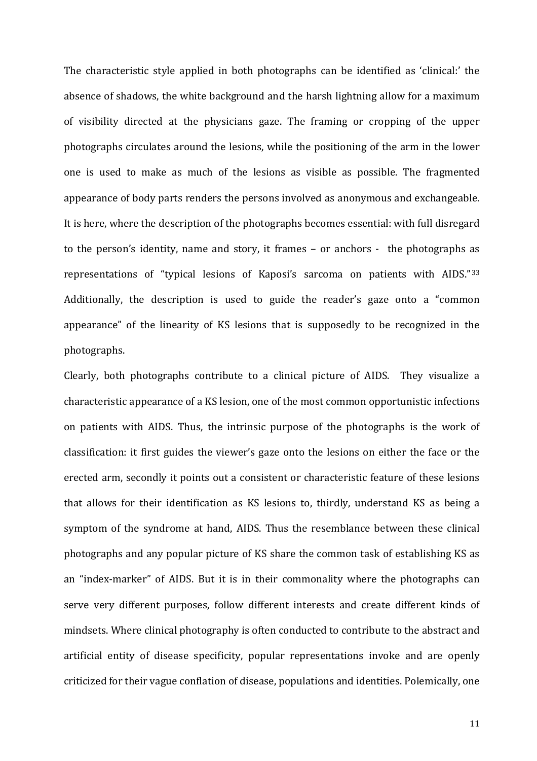The characteristic style applied in both photographs can be identified as 'clinical:' the absence of shadows, the white background and the harsh lightning allow for a maximum of visibility directed at the physicians gaze. The framing or cropping of the upper photographs circulates around the lesions, while the positioning of the arm in the lower one is used to make as much of the lesions as visible as possible. The fragmented appearance of body parts renders the persons involved as anonymous and exchangeable. It is here, where the description of the photographs becomes essential: with full disregard to the person's identity, name and story, it frames – or anchors - the photographs as representations of "typical lesions of Kaposi's sarcoma on patients with AIDS."[33] Additionally, the description is used to guide the reader's gaze onto a "common appearance" of the linearity of KS lesions that is supposedly to be recognized in the photographs.

Clearly, both photographs contribute to a clinical picture of AIDS. They visualize a characteristic appearance of a KS lesion, one of the most common opportunistic infections on patients with AIDS. Thus, the intrinsic purpose of the photographs is the work of classification: it first guides the viewer's gaze onto the lesions on either the face or the erected arm, secondly it points out a consistent or characteristic feature of these lesions that allows for their identification as KS lesions to, thirdly, understand KS as being a symptom of the syndrome at hand, AIDS. Thus the resemblance between these clinical photographs and any popular picture of KS share the common task of establishing KS as an "index-marker" of AIDS. But it is in their commonality where the photographs can serve very different purposes, follow different interests and create different kinds of mindsets. Where clinical photography is often conducted to contribute to the abstract and artificial entity of disease specificity, popular representations invoke and are openly criticized for their vague conflation of disease, populations and identities. Polemically, one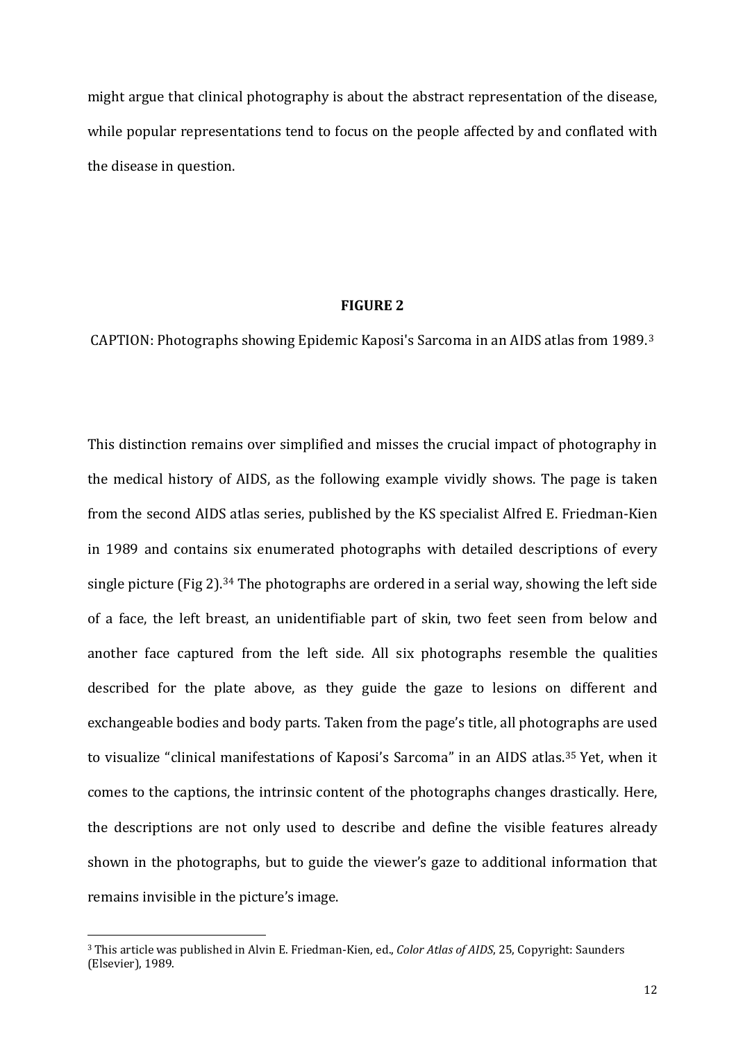might argue that clinical photography is about the abstract representation of the disease, while popular representations tend to focus on the people affected by and conflated with the disease in question.

**FIGURE 2**

CAPTION: Photographs showing Epidemic Kaposi's Sarcoma in an AIDS atlas from 1989.[3]

This distinction remains over simplified and misses the crucial impact of photography in the medical history of AIDS, as the following example vividly shows. The page is taken from the second AIDS atlas series, published by the KS specialist Alfred E. Friedman-Kien in 1989 and contains six enumerated photographs with detailed descriptions of every single picture (Fig 2).[34] The photographs are ordered in a serial way, showing the left side of a face, the left breast, an unidentifiable part of skin, two feet seen from below and another face captured from the left side. All six photographs resemble the qualities described for the plate above, as they guide the gaze to lesions on different and exchangeable bodies and body parts. Taken from the page's title, all photographs are used to visualize "clinical manifestations of Kaposi's Sarcoma" in an AIDS atlas.[35] Yet, when it comes to the captions, the intrinsic content of the photographs changes drastically. Here, the descriptions are not only used to describe and define the visible features already shown in the photographs, but to guide the viewer's gaze to additional information that remains invisible in the picture's image.

---

[3] This article was published in Alvin E. Friedman-Kien, ed., *Color Atlas of AIDS*, 25, Copyright: Saunders (Elsevier), 1989.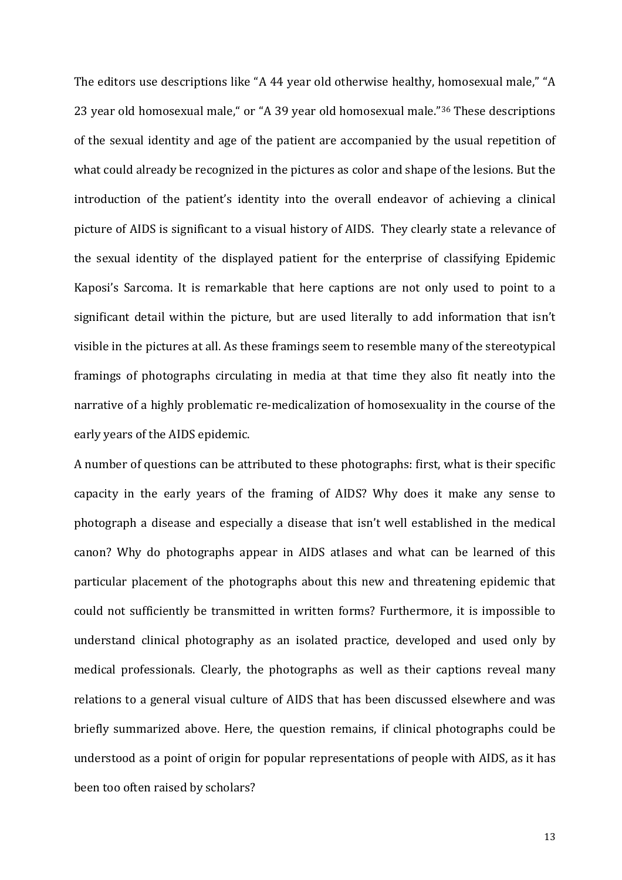The editors use descriptions like "A 44 year old otherwise healthy, homosexual male," "A 23 year old homosexual male," or "A 39 year old homosexual male."[36] These descriptions of the sexual identity and age of the patient are accompanied by the usual repetition of what could already be recognized in the pictures as color and shape of the lesions. But the introduction of the patient's identity into the overall endeavor of achieving a clinical picture of AIDS is significant to a visual history of AIDS. They clearly state a relevance of the sexual identity of the displayed patient for the enterprise of classifying Epidemic Kaposi's Sarcoma. It is remarkable that here captions are not only used to point to a significant detail within the picture, but are used literally to add information that isn't visible in the pictures at all. As these framings seem to resemble many of the stereotypical framings of photographs circulating in media at that time they also fit neatly into the narrative of a highly problematic re-medicalization of homosexuality in the course of the early years of the AIDS epidemic.

A number of questions can be attributed to these photographs: first, what is their specific capacity in the early years of the framing of AIDS? Why does it make any sense to photograph a disease and especially a disease that isn't well established in the medical canon? Why do photographs appear in AIDS atlases and what can be learned of this particular placement of the photographs about this new and threatening epidemic that could not sufficiently be transmitted in written forms? Furthermore, it is impossible to understand clinical photography as an isolated practice, developed and used only by medical professionals. Clearly, the photographs as well as their captions reveal many relations to a general visual culture of AIDS that has been discussed elsewhere and was briefly summarized above. Here, the question remains, if clinical photographs could be understood as a point of origin for popular representations of people with AIDS, as it has been too often raised by scholars?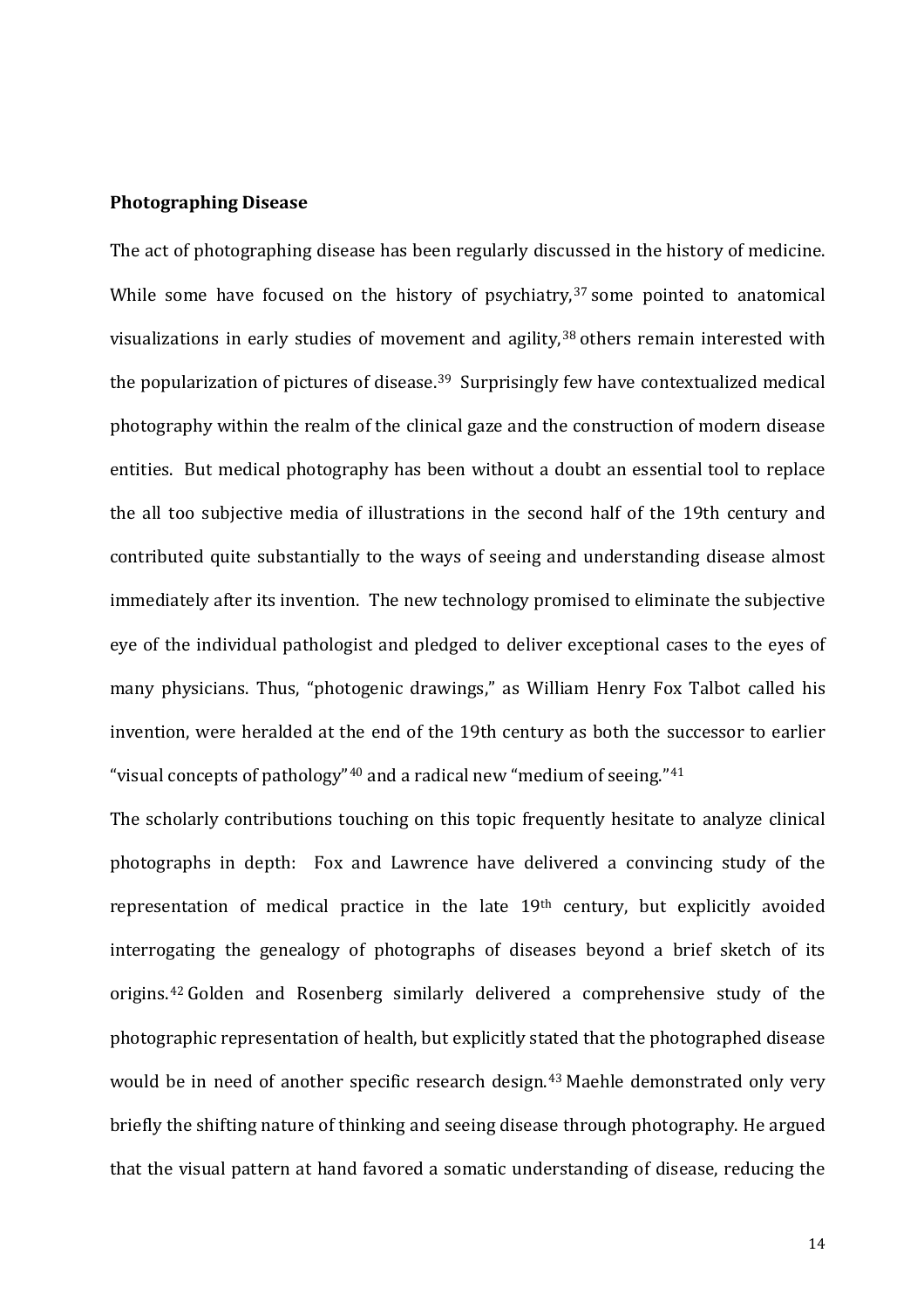**Photographing Disease**

The act of photographing disease has been regularly discussed in the history of medicine. While some have focused on the history of psychiatry,[37] some pointed to anatomical visualizations in early studies of movement and agility,[38] others remain interested with the popularization of pictures of disease.[39] Surprisingly few have contextualized medical photography within the realm of the clinical gaze and the construction of modern disease entities. But medical photography has been without a doubt an essential tool to replace the all too subjective media of illustrations in the second half of the 19th century and contributed quite substantially to the ways of seeing and understanding disease almost immediately after its invention. The new technology promised to eliminate the subjective eye of the individual pathologist and pledged to deliver exceptional cases to the eyes of many physicians. Thus, "photogenic drawings," as William Henry Fox Talbot called his invention, were heralded at the end of the 19th century as both the successor to earlier "visual concepts of pathology"[40] and a radical new "medium of seeing."[41]

The scholarly contributions touching on this topic frequently hesitate to analyze clinical photographs in depth: Fox and Lawrence have delivered a convincing study of the representation of medical practice in the late 19th century, but explicitly avoided interrogating the genealogy of photographs of diseases beyond a brief sketch of its origins.[42] Golden and Rosenberg similarly delivered a comprehensive study of the photographic representation of health, but explicitly stated that the photographed disease would be in need of another specific research design.[43] Maehle demonstrated only very briefly the shifting nature of thinking and seeing disease through photography. He argued that the visual pattern at hand favored a somatic understanding of disease, reducing the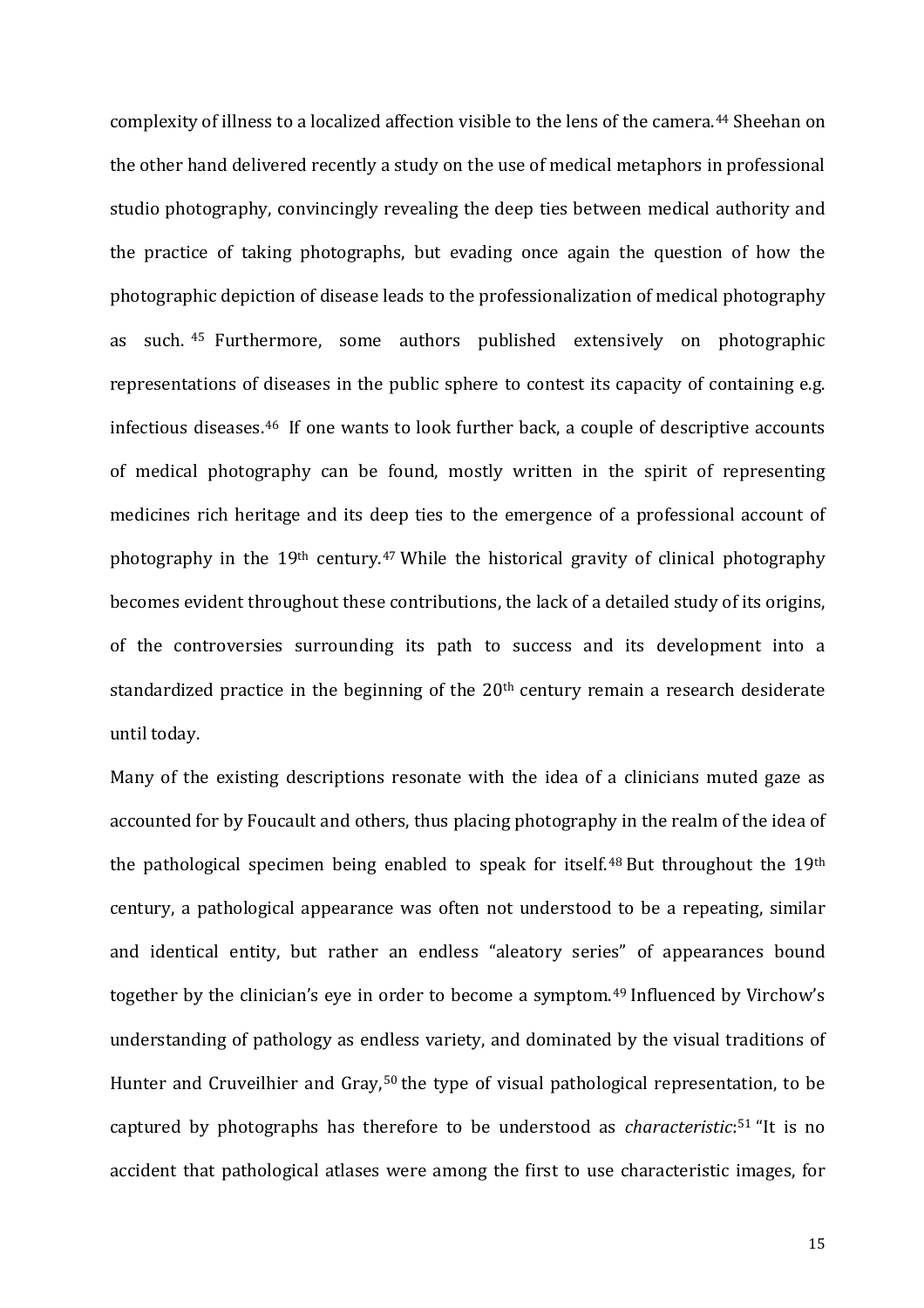complexity of illness to a localized affection visible to the lens of the camera.[44] Sheehan on the other hand delivered recently a study on the use of medical metaphors in professional studio photography, convincingly revealing the deep ties between medical authority and the practice of taking photographs, but evading once again the question of how the photographic depiction of disease leads to the professionalization of medical photography as such.[45] Furthermore, some authors published extensively on photographic representations of diseases in the public sphere to contest its capacity of containing e.g. infectious diseases.[46] If one wants to look further back, a couple of descriptive accounts of medical photography can be found, mostly written in the spirit of representing medicines rich heritage and its deep ties to the emergence of a professional account of photography in the 19th century.[47] While the historical gravity of clinical photography becomes evident throughout these contributions, the lack of a detailed study of its origins, of the controversies surrounding its path to success and its development into a standardized practice in the beginning of the 20th century remain a research desiderate until today.

Many of the existing descriptions resonate with the idea of a clinicians muted gaze as accounted for by Foucault and others, thus placing photography in the realm of the idea of the pathological specimen being enabled to speak for itself.[48] But throughout the 19th century, a pathological appearance was often not understood to be a repeating, similar and identical entity, but rather an endless "aleatory series" of appearances bound together by the clinician's eye in order to become a symptom.[49] Influenced by Virchow's understanding of pathology as endless variety, and dominated by the visual traditions of Hunter and Cruveilhier and Gray,[50] the type of visual pathological representation, to be captured by photographs has therefore to be understood as *characteristic*:[51] "It is no accident that pathological atlases were among the first to use characteristic images, for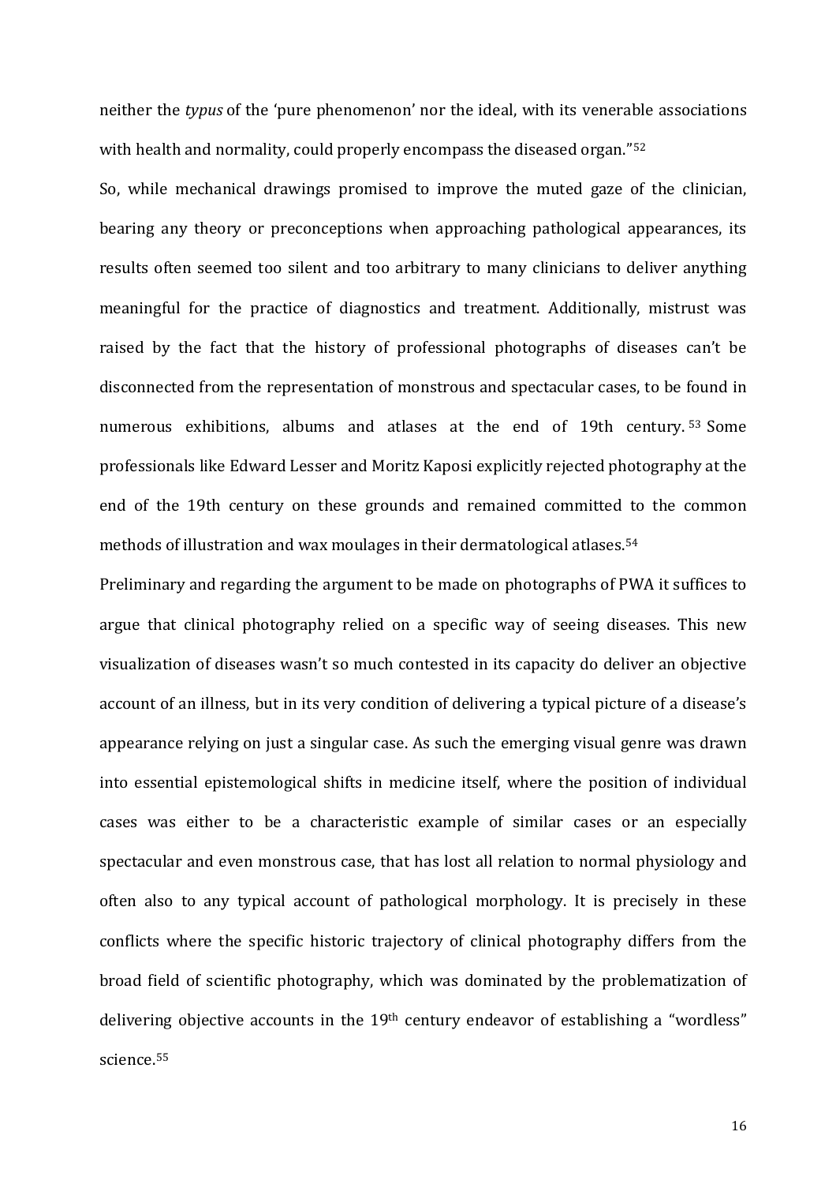neither the *typus* of the 'pure phenomenon' nor the ideal, with its venerable associations with health and normality, could properly encompass the diseased organ."[52]

So, while mechanical drawings promised to improve the muted gaze of the clinician, bearing any theory or preconceptions when approaching pathological appearances, its results often seemed too silent and too arbitrary to many clinicians to deliver anything meaningful for the practice of diagnostics and treatment. Additionally, mistrust was raised by the fact that the history of professional photographs of diseases can't be disconnected from the representation of monstrous and spectacular cases, to be found in numerous exhibitions, albums and atlases at the end of 19th century.[53] Some professionals like Edward Lesser and Moritz Kaposi explicitly rejected photography at the end of the 19th century on these grounds and remained committed to the common methods of illustration and wax moulages in their dermatological atlases.[54]

Preliminary and regarding the argument to be made on photographs of PWA it suffices to argue that clinical photography relied on a specific way of seeing diseases. This new visualization of diseases wasn't so much contested in its capacity do deliver an objective account of an illness, but in its very condition of delivering a typical picture of a disease's appearance relying on just a singular case. As such the emerging visual genre was drawn into essential epistemological shifts in medicine itself, where the position of individual cases was either to be a characteristic example of similar cases or an especially spectacular and even monstrous case, that has lost all relation to normal physiology and often also to any typical account of pathological morphology. It is precisely in these conflicts where the specific historic trajectory of clinical photography differs from the broad field of scientific photography, which was dominated by the problematization of delivering objective accounts in the 19th century endeavor of establishing a "wordless" science.[55]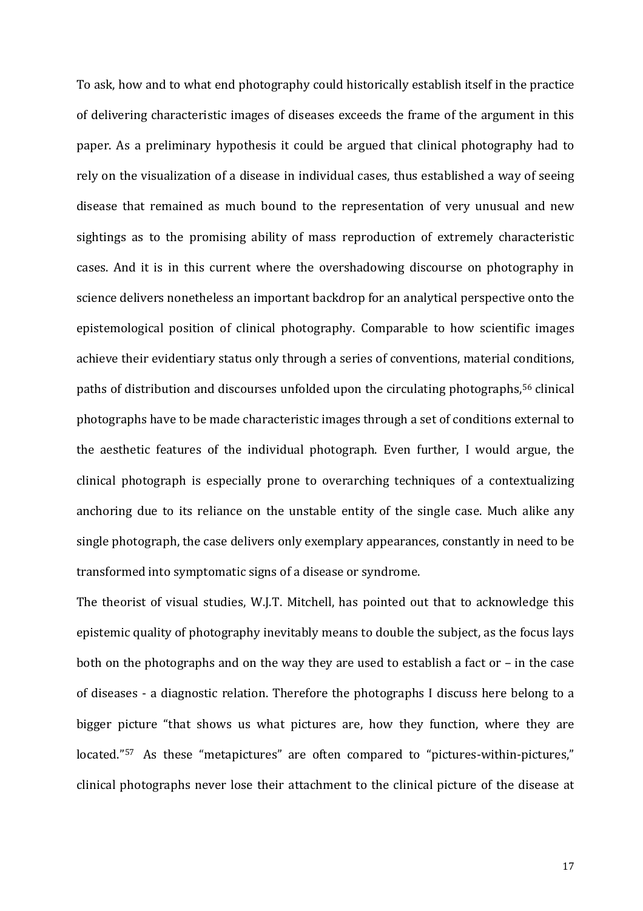To ask, how and to what end photography could historically establish itself in the practice of delivering characteristic images of diseases exceeds the frame of the argument in this paper. As a preliminary hypothesis it could be argued that clinical photography had to rely on the visualization of a disease in individual cases, thus established a way of seeing disease that remained as much bound to the representation of very unusual and new sightings as to the promising ability of mass reproduction of extremely characteristic cases. And it is in this current where the overshadowing discourse on photography in science delivers nonetheless an important backdrop for an analytical perspective onto the epistemological position of clinical photography. Comparable to how scientific images achieve their evidentiary status only through a series of conventions, material conditions, paths of distribution and discourses unfolded upon the circulating photographs,[56] clinical photographs have to be made characteristic images through a set of conditions external to the aesthetic features of the individual photograph. Even further, I would argue, the clinical photograph is especially prone to overarching techniques of a contextualizing anchoring due to its reliance on the unstable entity of the single case. Much alike any single photograph, the case delivers only exemplary appearances, constantly in need to be transformed into symptomatic signs of a disease or syndrome.

The theorist of visual studies, W.J.T. Mitchell, has pointed out that to acknowledge this epistemic quality of photography inevitably means to double the subject, as the focus lays both on the photographs and on the way they are used to establish a fact or – in the case of diseases - a diagnostic relation. Therefore the photographs I discuss here belong to a bigger picture "that shows us what pictures are, how they function, where they are located."[57] As these "metapictures" are often compared to "pictures-within-pictures," clinical photographs never lose their attachment to the clinical picture of the disease at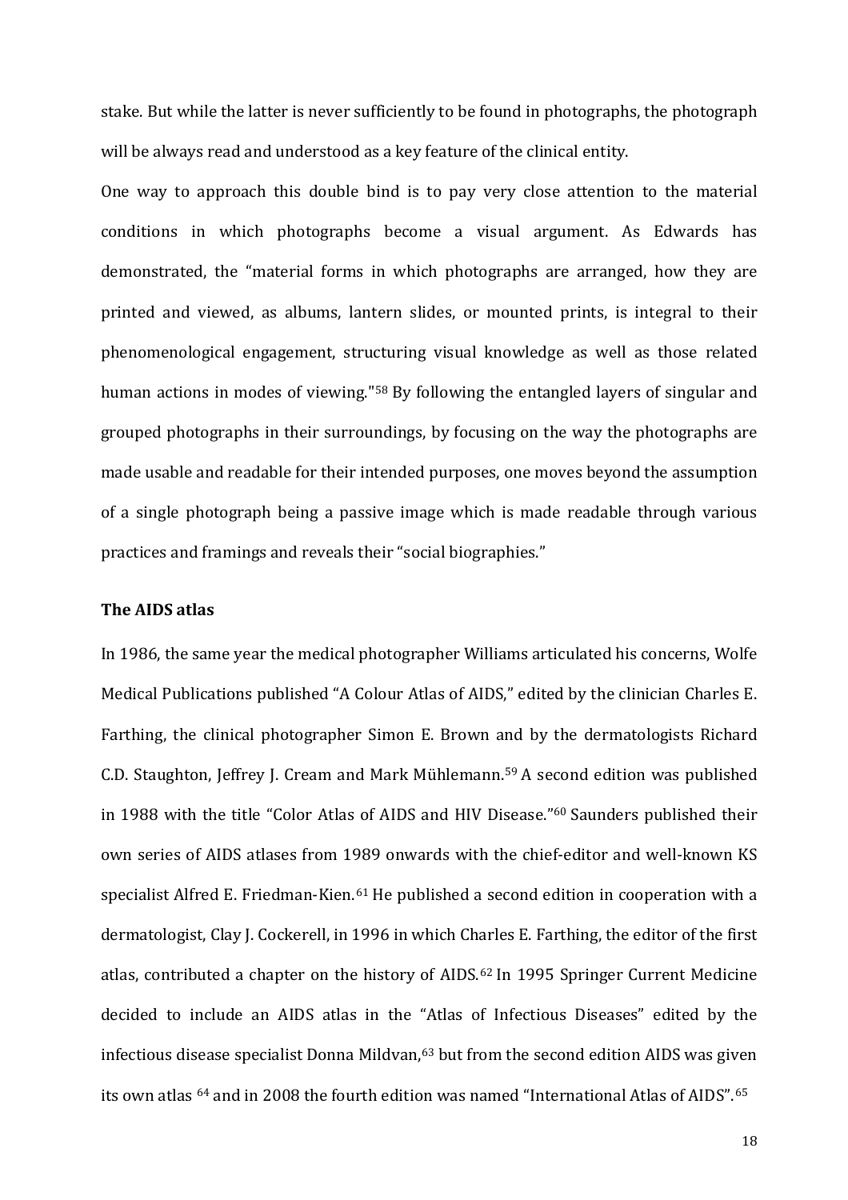stake. But while the latter is never sufficiently to be found in photographs, the photograph will be always read and understood as a key feature of the clinical entity.

One way to approach this double bind is to pay very close attention to the material conditions in which photographs become a visual argument. As Edwards has demonstrated, the "material forms in which photographs are arranged, how they are printed and viewed, as albums, lantern slides, or mounted prints, is integral to their phenomenological engagement, structuring visual knowledge as well as those related human actions in modes of viewing."[58] By following the entangled layers of singular and grouped photographs in their surroundings, by focusing on the way the photographs are made usable and readable for their intended purposes, one moves beyond the assumption of a single photograph being a passive image which is made readable through various practices and framings and reveals their "social biographies."

### The AIDS atlas

In 1986, the same year the medical photographer Williams articulated his concerns, Wolfe Medical Publications published "A Colour Atlas of AIDS," edited by the clinician Charles E. Farthing, the clinical photographer Simon E. Brown and by the dermatologists Richard C.D. Staughton, Jeffrey J. Cream and Mark Mühlemann.[59] A second edition was published in 1988 with the title "Color Atlas of AIDS and HIV Disease."[60] Saunders published their own series of AIDS atlases from 1989 onwards with the chief-editor and well-known KS specialist Alfred E. Friedman-Kien.[61] He published a second edition in cooperation with a dermatologist, Clay J. Cockerell, in 1996 in which Charles E. Farthing, the editor of the first atlas, contributed a chapter on the history of AIDS.[62] In 1995 Springer Current Medicine decided to include an AIDS atlas in the "Atlas of Infectious Diseases" edited by the infectious disease specialist Donna Mildvan,[63] but from the second edition AIDS was given its own atlas [64] and in 2008 the fourth edition was named "International Atlas of AIDS".[65]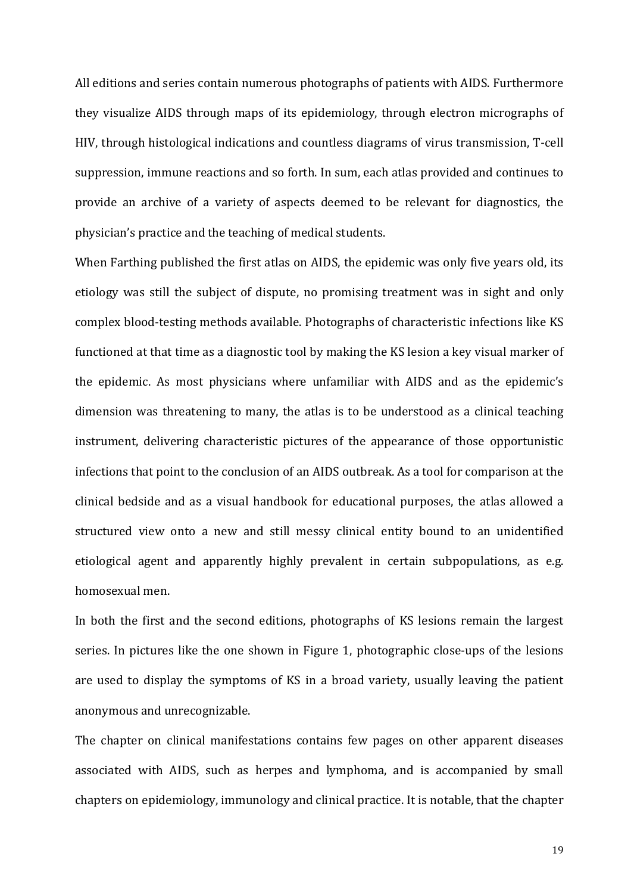All editions and series contain numerous photographs of patients with AIDS. Furthermore they visualize AIDS through maps of its epidemiology, through electron micrographs of HIV, through histological indications and countless diagrams of virus transmission, T-cell suppression, immune reactions and so forth. In sum, each atlas provided and continues to provide an archive of a variety of aspects deemed to be relevant for diagnostics, the physician's practice and the teaching of medical students.

When Farthing published the first atlas on AIDS, the epidemic was only five years old, its etiology was still the subject of dispute, no promising treatment was in sight and only complex blood-testing methods available. Photographs of characteristic infections like KS functioned at that time as a diagnostic tool by making the KS lesion a key visual marker of the epidemic. As most physicians where unfamiliar with AIDS and as the epidemic's dimension was threatening to many, the atlas is to be understood as a clinical teaching instrument, delivering characteristic pictures of the appearance of those opportunistic infections that point to the conclusion of an AIDS outbreak. As a tool for comparison at the clinical bedside and as a visual handbook for educational purposes, the atlas allowed a structured view onto a new and still messy clinical entity bound to an unidentified etiological agent and apparently highly prevalent in certain subpopulations, as e.g. homosexual men.

In both the first and the second editions, photographs of KS lesions remain the largest series. In pictures like the one shown in Figure 1, photographic close-ups of the lesions are used to display the symptoms of KS in a broad variety, usually leaving the patient anonymous and unrecognizable.

The chapter on clinical manifestations contains few pages on other apparent diseases associated with AIDS, such as herpes and lymphoma, and is accompanied by small chapters on epidemiology, immunology and clinical practice. It is notable, that the chapter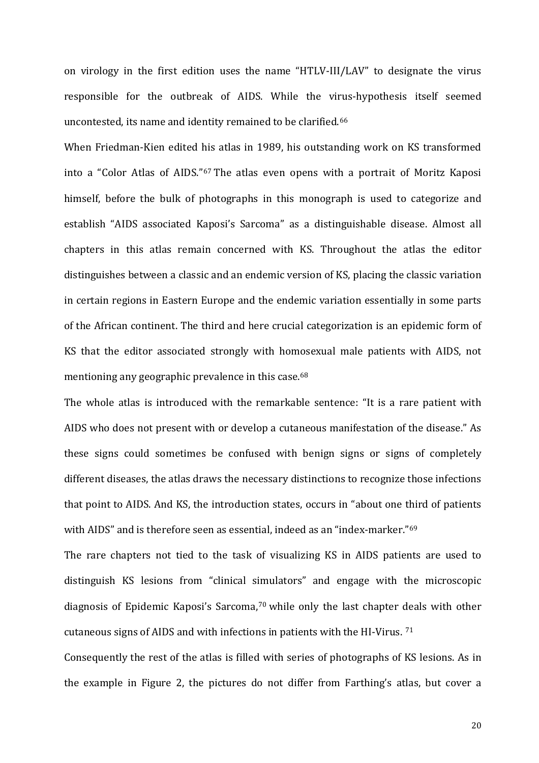on virology in the first edition uses the name "HTLV-III/LAV" to designate the virus responsible for the outbreak of AIDS. While the virus-hypothesis itself seemed uncontested, its name and identity remained to be clarified.[66]

When Friedman-Kien edited his atlas in 1989, his outstanding work on KS transformed into a "Color Atlas of AIDS."[67] The atlas even opens with a portrait of Moritz Kaposi himself, before the bulk of photographs in this monograph is used to categorize and establish "AIDS associated Kaposi's Sarcoma" as a distinguishable disease. Almost all chapters in this atlas remain concerned with KS. Throughout the atlas the editor distinguishes between a classic and an endemic version of KS, placing the classic variation in certain regions in Eastern Europe and the endemic variation essentially in some parts of the African continent. The third and here crucial categorization is an epidemic form of KS that the editor associated strongly with homosexual male patients with AIDS, not mentioning any geographic prevalence in this case.[68]

The whole atlas is introduced with the remarkable sentence: "It is a rare patient with AIDS who does not present with or develop a cutaneous manifestation of the disease." As these signs could sometimes be confused with benign signs or signs of completely different diseases, the atlas draws the necessary distinctions to recognize those infections that point to AIDS. And KS, the introduction states, occurs in "about one third of patients with AIDS" and is therefore seen as essential, indeed as an "index-marker."[69]

The rare chapters not tied to the task of visualizing KS in AIDS patients are used to distinguish KS lesions from "clinical simulators" and engage with the microscopic diagnosis of Epidemic Kaposi's Sarcoma,[70] while only the last chapter deals with other cutaneous signs of AIDS and with infections in patients with the HI-Virus. [71]

Consequently the rest of the atlas is filled with series of photographs of KS lesions. As in the example in Figure 2, the pictures do not differ from Farthing's atlas, but cover a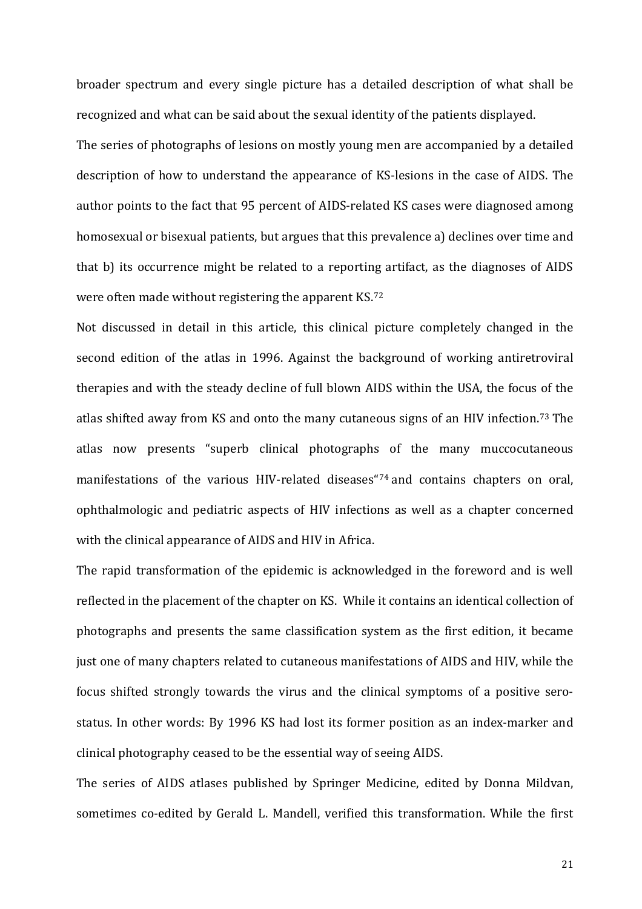broader spectrum and every single picture has a detailed description of what shall be recognized and what can be said about the sexual identity of the patients displayed.

The series of photographs of lesions on mostly young men are accompanied by a detailed description of how to understand the appearance of KS-lesions in the case of AIDS. The author points to the fact that 95 percent of AIDS-related KS cases were diagnosed among homosexual or bisexual patients, but argues that this prevalence a) declines over time and that b) its occurrence might be related to a reporting artifact, as the diagnoses of AIDS were often made without registering the apparent KS.[72]

Not discussed in detail in this article, this clinical picture completely changed in the second edition of the atlas in 1996. Against the background of working antiretroviral therapies and with the steady decline of full blown AIDS within the USA, the focus of the atlas shifted away from KS and onto the many cutaneous signs of an HIV infection.[73] The atlas now presents "superb clinical photographs of the many muccocutaneous manifestations of the various HIV-related diseases"[74] and contains chapters on oral, ophthalmologic and pediatric aspects of HIV infections as well as a chapter concerned with the clinical appearance of AIDS and HIV in Africa.

The rapid transformation of the epidemic is acknowledged in the foreword and is well reflected in the placement of the chapter on KS. While it contains an identical collection of photographs and presents the same classification system as the first edition, it became just one of many chapters related to cutaneous manifestations of AIDS and HIV, while the focus shifted strongly towards the virus and the clinical symptoms of a positive sero-status. In other words: By 1996 KS had lost its former position as an index-marker and clinical photography ceased to be the essential way of seeing AIDS.

The series of AIDS atlases published by Springer Medicine, edited by Donna Mildvan, sometimes co-edited by Gerald L. Mandell, verified this transformation. While the first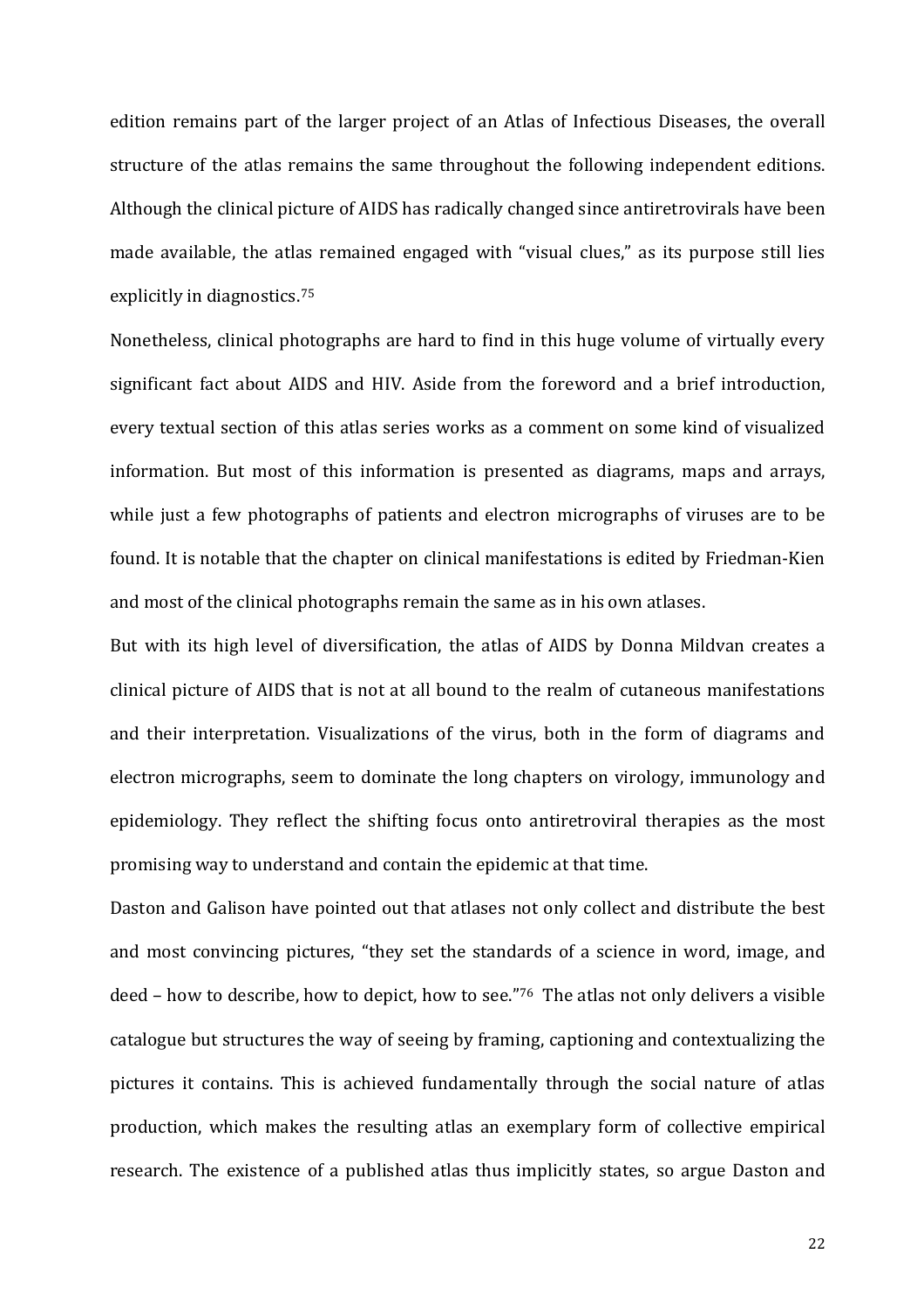edition remains part of the larger project of an Atlas of Infectious Diseases, the overall structure of the atlas remains the same throughout the following independent editions. Although the clinical picture of AIDS has radically changed since antiretrovirals have been made available, the atlas remained engaged with "visual clues," as its purpose still lies explicitly in diagnostics.[75]

Nonetheless, clinical photographs are hard to find in this huge volume of virtually every significant fact about AIDS and HIV. Aside from the foreword and a brief introduction, every textual section of this atlas series works as a comment on some kind of visualized information. But most of this information is presented as diagrams, maps and arrays, while just a few photographs of patients and electron micrographs of viruses are to be found. It is notable that the chapter on clinical manifestations is edited by Friedman-Kien and most of the clinical photographs remain the same as in his own atlases.

But with its high level of diversification, the atlas of AIDS by Donna Mildvan creates a clinical picture of AIDS that is not at all bound to the realm of cutaneous manifestations and their interpretation. Visualizations of the virus, both in the form of diagrams and electron micrographs, seem to dominate the long chapters on virology, immunology and epidemiology. They reflect the shifting focus onto antiretroviral therapies as the most promising way to understand and contain the epidemic at that time.

Daston and Galison have pointed out that atlases not only collect and distribute the best and most convincing pictures, "they set the standards of a science in word, image, and deed – how to describe, how to depict, how to see."[76] The atlas not only delivers a visible catalogue but structures the way of seeing by framing, captioning and contextualizing the pictures it contains. This is achieved fundamentally through the social nature of atlas production, which makes the resulting atlas an exemplary form of collective empirical research. The existence of a published atlas thus implicitly states, so argue Daston and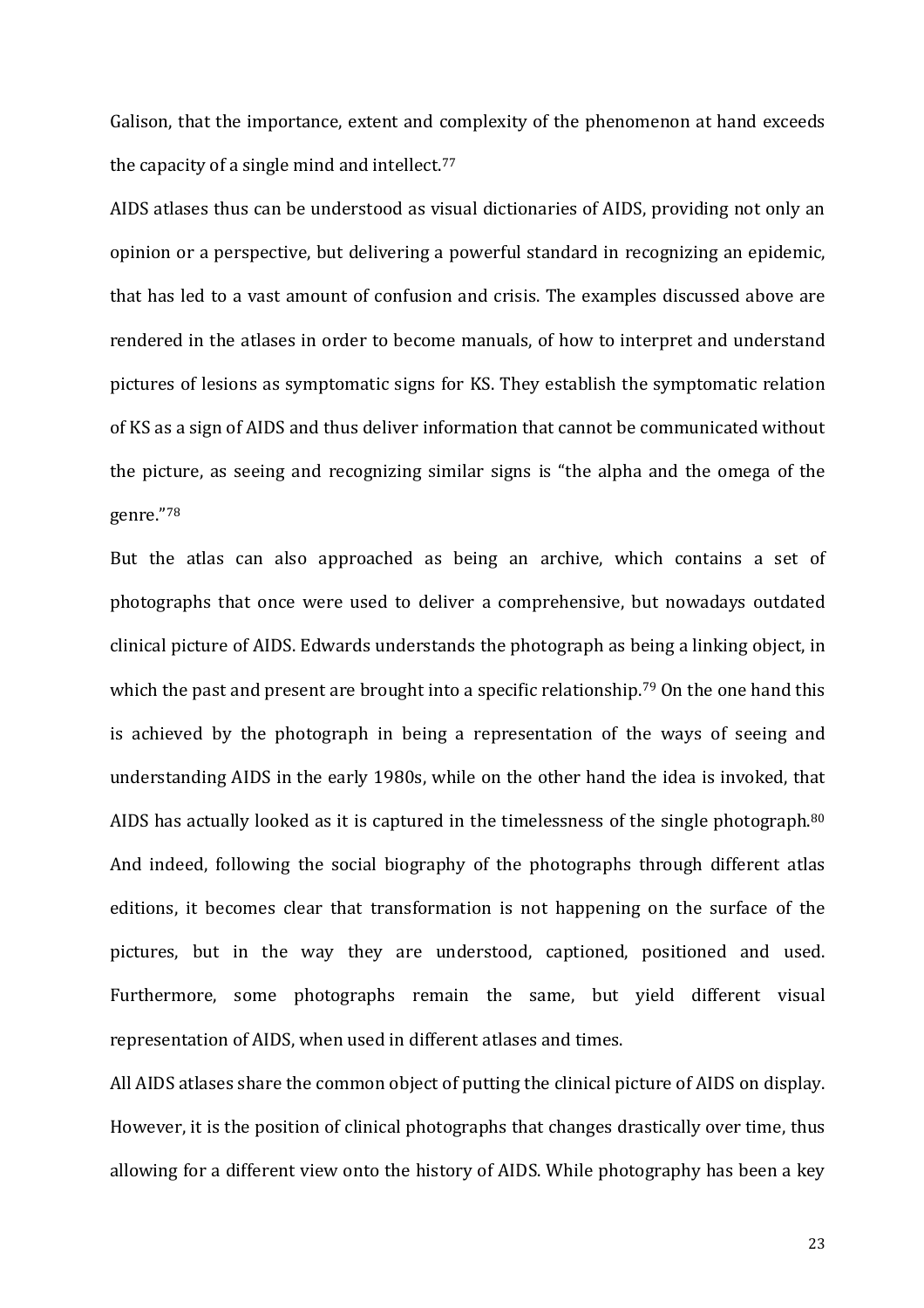Galison, that the importance, extent and complexity of the phenomenon at hand exceeds the capacity of a single mind and intellect.[77]

AIDS atlases thus can be understood as visual dictionaries of AIDS, providing not only an opinion or a perspective, but delivering a powerful standard in recognizing an epidemic, that has led to a vast amount of confusion and crisis. The examples discussed above are rendered in the atlases in order to become manuals, of how to interpret and understand pictures of lesions as symptomatic signs for KS. They establish the symptomatic relation of KS as a sign of AIDS and thus deliver information that cannot be communicated without the picture, as seeing and recognizing similar signs is "the alpha and the omega of the genre."[78]

But the atlas can also approached as being an archive, which contains a set of photographs that once were used to deliver a comprehensive, but nowadays outdated clinical picture of AIDS. Edwards understands the photograph as being a linking object, in which the past and present are brought into a specific relationship.[79] On the one hand this is achieved by the photograph in being a representation of the ways of seeing and understanding AIDS in the early 1980s, while on the other hand the idea is invoked, that AIDS has actually looked as it is captured in the timelessness of the single photograph.[80] And indeed, following the social biography of the photographs through different atlas editions, it becomes clear that transformation is not happening on the surface of the pictures, but in the way they are understood, captioned, positioned and used. Furthermore, some photographs remain the same, but yield different visual representation of AIDS, when used in different atlases and times.

All AIDS atlases share the common object of putting the clinical picture of AIDS on display. However, it is the position of clinical photographs that changes drastically over time, thus allowing for a different view onto the history of AIDS. While photography has been a key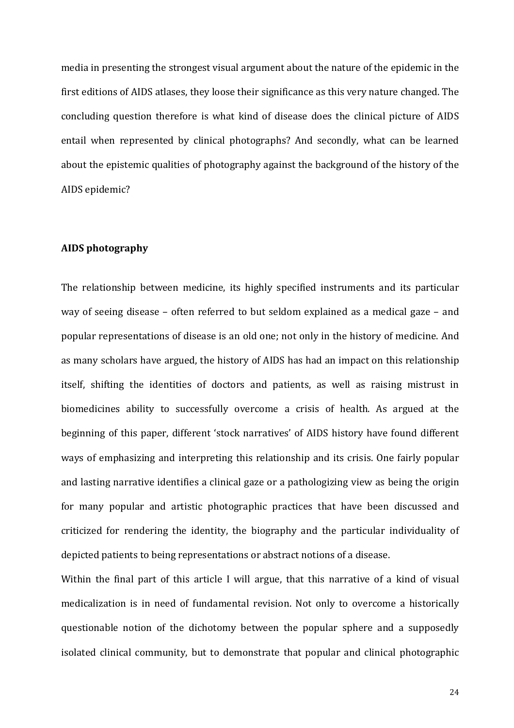media in presenting the strongest visual argument about the nature of the epidemic in the first editions of AIDS atlases, they loose their significance as this very nature changed. The concluding question therefore is what kind of disease does the clinical picture of AIDS entail when represented by clinical photographs? And secondly, what can be learned about the epistemic qualities of photography against the background of the history of the AIDS epidemic?

## AIDS photography

The relationship between medicine, its highly specified instruments and its particular way of seeing disease – often referred to but seldom explained as a medical gaze – and popular representations of disease is an old one; not only in the history of medicine. And as many scholars have argued, the history of AIDS has had an impact on this relationship itself, shifting the identities of doctors and patients, as well as raising mistrust in biomedicines ability to successfully overcome a crisis of health. As argued at the beginning of this paper, different 'stock narratives' of AIDS history have found different ways of emphasizing and interpreting this relationship and its crisis. One fairly popular and lasting narrative identifies a clinical gaze or a pathologizing view as being the origin for many popular and artistic photographic practices that have been discussed and criticized for rendering the identity, the biography and the particular individuality of depicted patients to being representations or abstract notions of a disease.

Within the final part of this article I will argue, that this narrative of a kind of visual medicalization is in need of fundamental revision. Not only to overcome a historically questionable notion of the dichotomy between the popular sphere and a supposedly isolated clinical community, but to demonstrate that popular and clinical photographic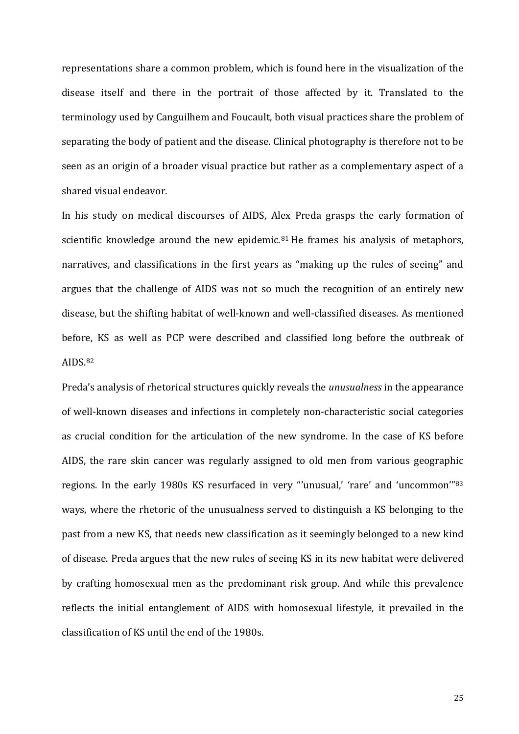representations share a common problem, which is found here in the visualization of the disease itself and there in the portrait of those affected by it. Translated to the terminology used by Canguilhem and Foucault, both visual practices share the problem of separating the body of patient and the disease. Clinical photography is therefore not to be seen as an origin of a broader visual practice but rather as a complementary aspect of a shared visual endeavor.

In his study on medical discourses of AIDS, Alex Preda grasps the early formation of scientific knowledge around the new epidemic.[81] He frames his analysis of metaphors, narratives, and classifications in the first years as "making up the rules of seeing" and argues that the challenge of AIDS was not so much the recognition of an entirely new disease, but the shifting habitat of well-known and well-classified diseases. As mentioned before, KS as well as PCP were described and classified long before the outbreak of AIDS.[82]

Preda's analysis of rhetorical structures quickly reveals the *unusualness* in the appearance of well-known diseases and infections in completely non-characteristic social categories as crucial condition for the articulation of the new syndrome. In the case of KS before AIDS, the rare skin cancer was regularly assigned to old men from various geographic regions. In the early 1980s KS resurfaced in very "'unusual,' 'rare' and 'uncommon'"[83] ways, where the rhetoric of the unusualness served to distinguish a KS belonging to the past from a new KS, that needs new classification as it seemingly belonged to a new kind of disease. Preda argues that the new rules of seeing KS in its new habitat were delivered by crafting homosexual men as the predominant risk group. And while this prevalence reflects the initial entanglement of AIDS with homosexual lifestyle, it prevailed in the classification of KS until the end of the 1980s.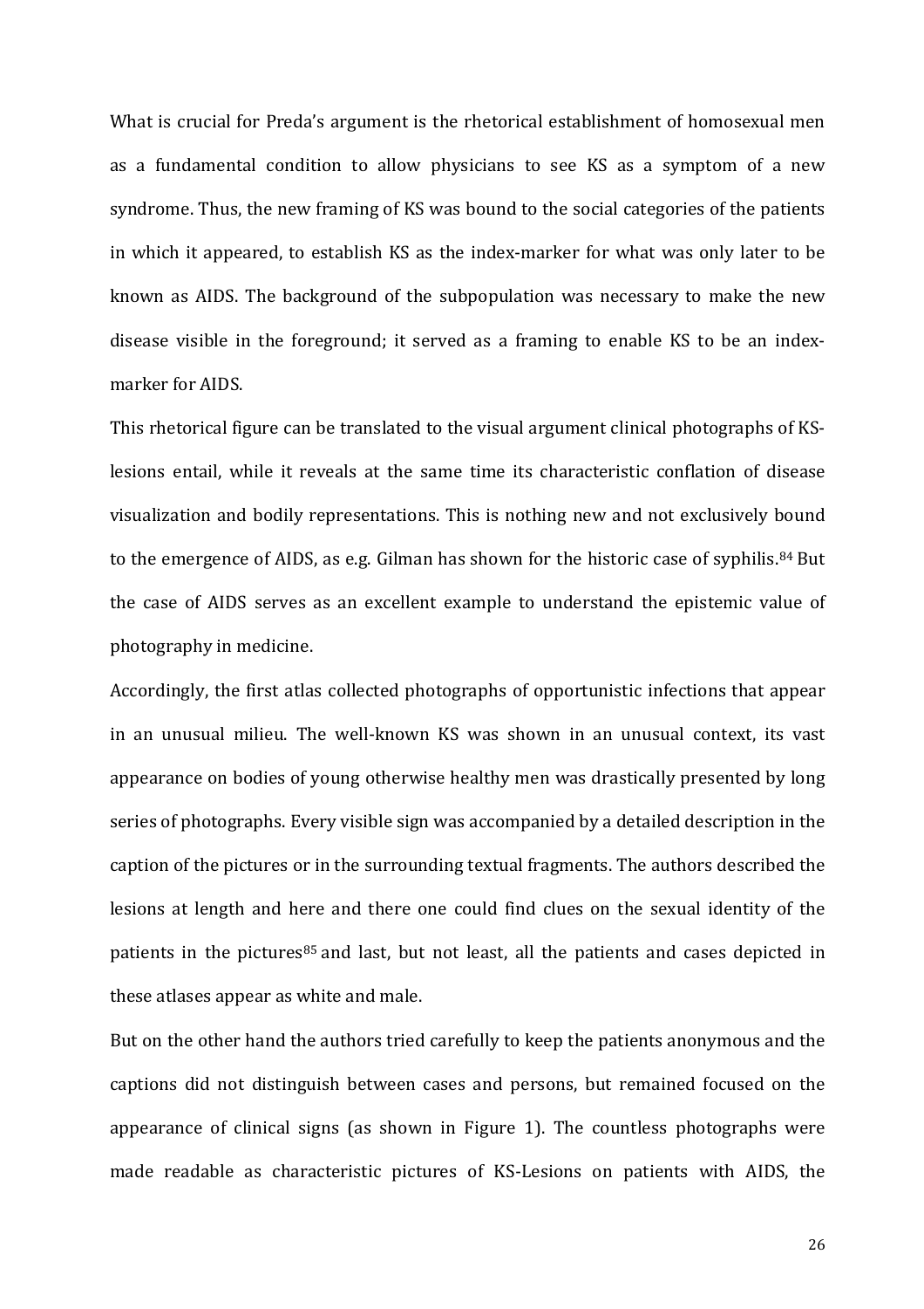What is crucial for Preda's argument is the rhetorical establishment of homosexual men as a fundamental condition to allow physicians to see KS as a symptom of a new syndrome. Thus, the new framing of KS was bound to the social categories of the patients in which it appeared, to establish KS as the index-marker for what was only later to be known as AIDS. The background of the subpopulation was necessary to make the new disease visible in the foreground; it served as a framing to enable KS to be an index-marker for AIDS.

This rhetorical figure can be translated to the visual argument clinical photographs of KS-lesions entail, while it reveals at the same time its characteristic conflation of disease visualization and bodily representations. This is nothing new and not exclusively bound to the emergence of AIDS, as e.g. Gilman has shown for the historic case of syphilis.[84] But the case of AIDS serves as an excellent example to understand the epistemic value of photography in medicine.

Accordingly, the first atlas collected photographs of opportunistic infections that appear in an unusual milieu. The well-known KS was shown in an unusual context, its vast appearance on bodies of young otherwise healthy men was drastically presented by long series of photographs. Every visible sign was accompanied by a detailed description in the caption of the pictures or in the surrounding textual fragments. The authors described the lesions at length and here and there one could find clues on the sexual identity of the patients in the pictures[85] and last, but not least, all the patients and cases depicted in these atlases appear as white and male.

But on the other hand the authors tried carefully to keep the patients anonymous and the captions did not distinguish between cases and persons, but remained focused on the appearance of clinical signs (as shown in Figure 1). The countless photographs were made readable as characteristic pictures of KS-Lesions on patients with AIDS, the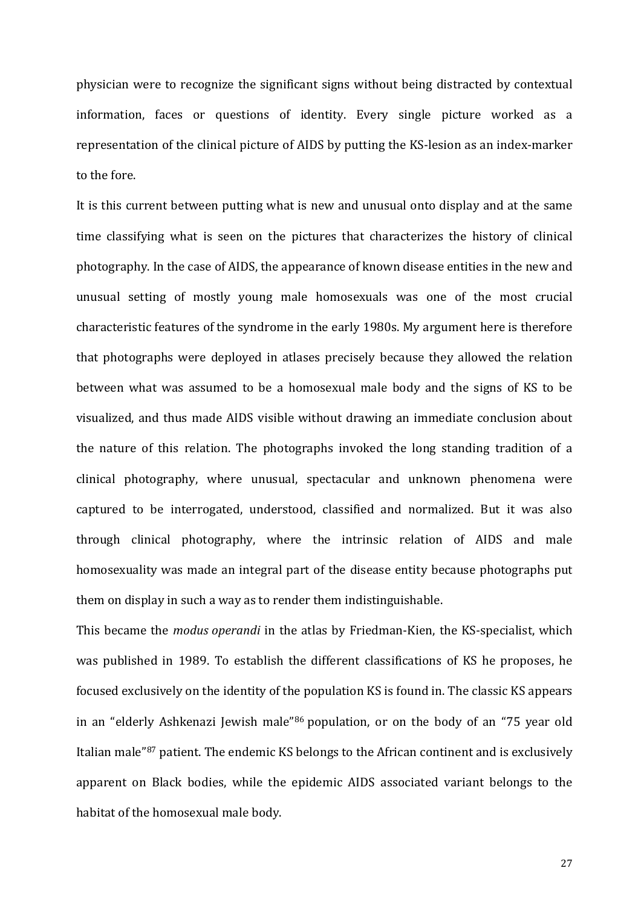physician were to recognize the significant signs without being distracted by contextual information, faces or questions of identity. Every single picture worked as a representation of the clinical picture of AIDS by putting the KS-lesion as an index-marker to the fore.

It is this current between putting what is new and unusual onto display and at the same time classifying what is seen on the pictures that characterizes the history of clinical photography. In the case of AIDS, the appearance of known disease entities in the new and unusual setting of mostly young male homosexuals was one of the most crucial characteristic features of the syndrome in the early 1980s. My argument here is therefore that photographs were deployed in atlases precisely because they allowed the relation between what was assumed to be a homosexual male body and the signs of KS to be visualized, and thus made AIDS visible without drawing an immediate conclusion about the nature of this relation. The photographs invoked the long standing tradition of a clinical photography, where unusual, spectacular and unknown phenomena were captured to be interrogated, understood, classified and normalized. But it was also through clinical photography, where the intrinsic relation of AIDS and male homosexuality was made an integral part of the disease entity because photographs put them on display in such a way as to render them indistinguishable.

This became the *modus operandi* in the atlas by Friedman-Kien, the KS-specialist, which was published in 1989. To establish the different classifications of KS he proposes, he focused exclusively on the identity of the population KS is found in. The classic KS appears in an "elderly Ashkenazi Jewish male"[86] population, or on the body of an "75 year old Italian male"[87] patient. The endemic KS belongs to the African continent and is exclusively apparent on Black bodies, while the epidemic AIDS associated variant belongs to the habitat of the homosexual male body.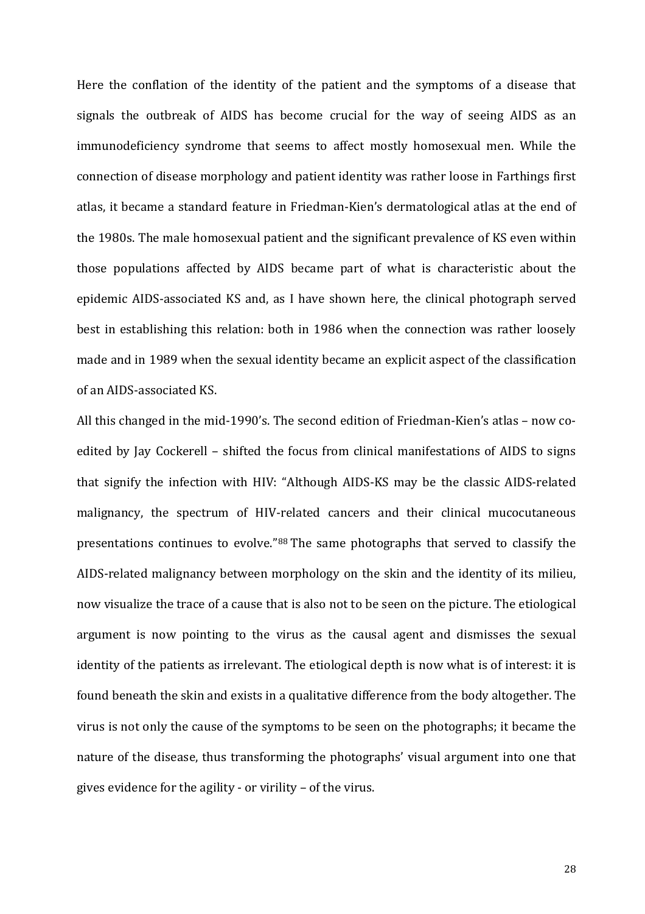Here the conflation of the identity of the patient and the symptoms of a disease that signals the outbreak of AIDS has become crucial for the way of seeing AIDS as an immunodeficiency syndrome that seems to affect mostly homosexual men. While the connection of disease morphology and patient identity was rather loose in Farthings first atlas, it became a standard feature in Friedman-Kien's dermatological atlas at the end of the 1980s. The male homosexual patient and the significant prevalence of KS even within those populations affected by AIDS became part of what is characteristic about the epidemic AIDS-associated KS and, as I have shown here, the clinical photograph served best in establishing this relation: both in 1986 when the connection was rather loosely made and in 1989 when the sexual identity became an explicit aspect of the classification of an AIDS-associated KS.

All this changed in the mid-1990's. The second edition of Friedman-Kien's atlas – now co-edited by Jay Cockerell – shifted the focus from clinical manifestations of AIDS to signs that signify the infection with HIV: "Although AIDS-KS may be the classic AIDS-related malignancy, the spectrum of HIV-related cancers and their clinical mucocutaneous presentations continues to evolve."[88] The same photographs that served to classify the AIDS-related malignancy between morphology on the skin and the identity of its milieu, now visualize the trace of a cause that is also not to be seen on the picture. The etiological argument is now pointing to the virus as the causal agent and dismisses the sexual identity of the patients as irrelevant. The etiological depth is now what is of interest: it is found beneath the skin and exists in a qualitative difference from the body altogether. The virus is not only the cause of the symptoms to be seen on the photographs; it became the nature of the disease, thus transforming the photographs' visual argument into one that gives evidence for the agility - or virility – of the virus.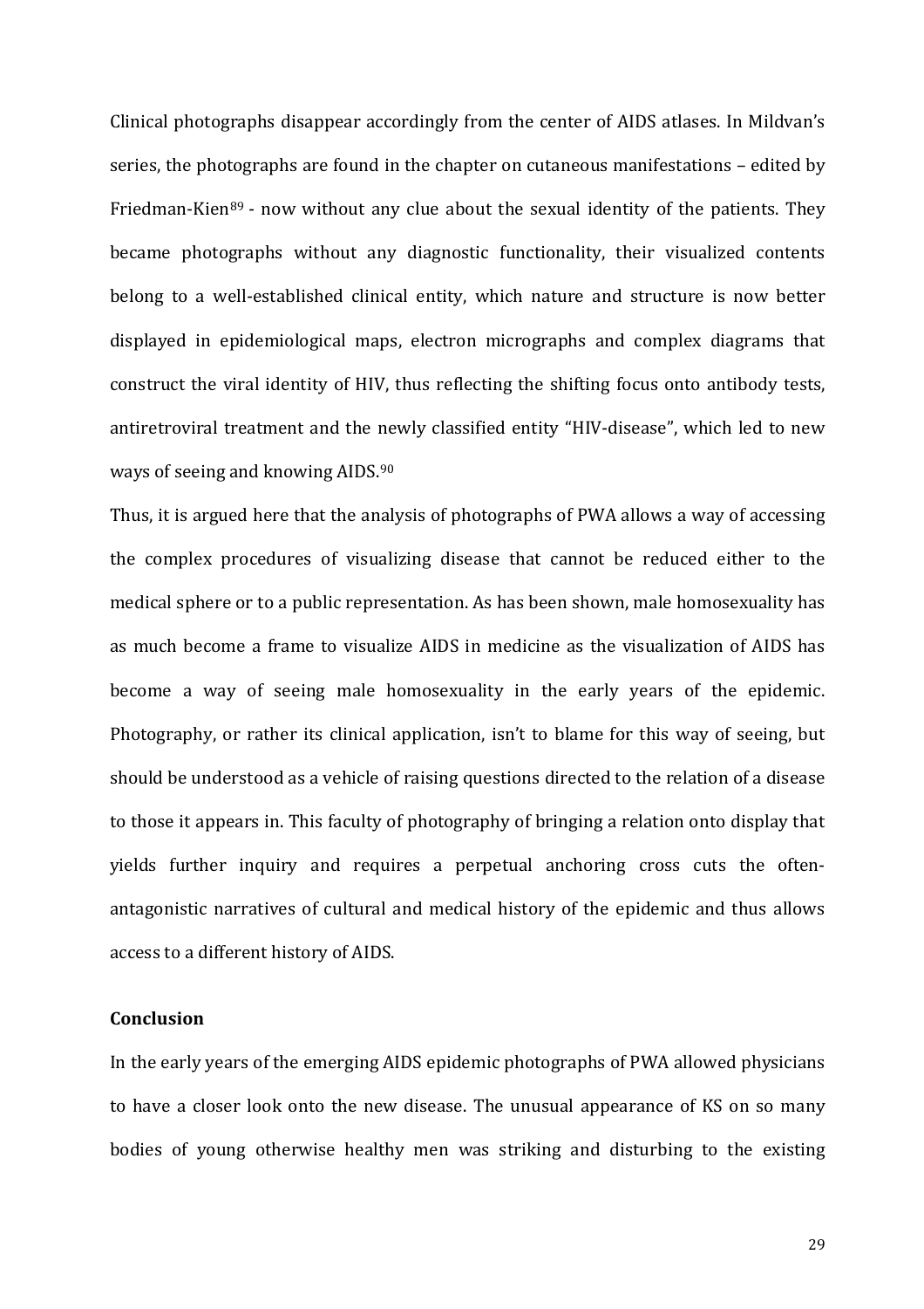Clinical photographs disappear accordingly from the center of AIDS atlases. In Mildvan's series, the photographs are found in the chapter on cutaneous manifestations – edited by Friedman-Kien[89] - now without any clue about the sexual identity of the patients. They became photographs without any diagnostic functionality, their visualized contents belong to a well-established clinical entity, which nature and structure is now better displayed in epidemiological maps, electron micrographs and complex diagrams that construct the viral identity of HIV, thus reflecting the shifting focus onto antibody tests, antiretroviral treatment and the newly classified entity "HIV-disease", which led to new ways of seeing and knowing AIDS.[90]

Thus, it is argued here that the analysis of photographs of PWA allows a way of accessing the complex procedures of visualizing disease that cannot be reduced either to the medical sphere or to a public representation. As has been shown, male homosexuality has as much become a frame to visualize AIDS in medicine as the visualization of AIDS has become a way of seeing male homosexuality in the early years of the epidemic. Photography, or rather its clinical application, isn't to blame for this way of seeing, but should be understood as a vehicle of raising questions directed to the relation of a disease to those it appears in. This faculty of photography of bringing a relation onto display that yields further inquiry and requires a perpetual anchoring cross cuts the often-antagonistic narratives of cultural and medical history of the epidemic and thus allows access to a different history of AIDS.

## Conclusion

In the early years of the emerging AIDS epidemic photographs of PWA allowed physicians to have a closer look onto the new disease. The unusual appearance of KS on so many bodies of young otherwise healthy men was striking and disturbing to the existing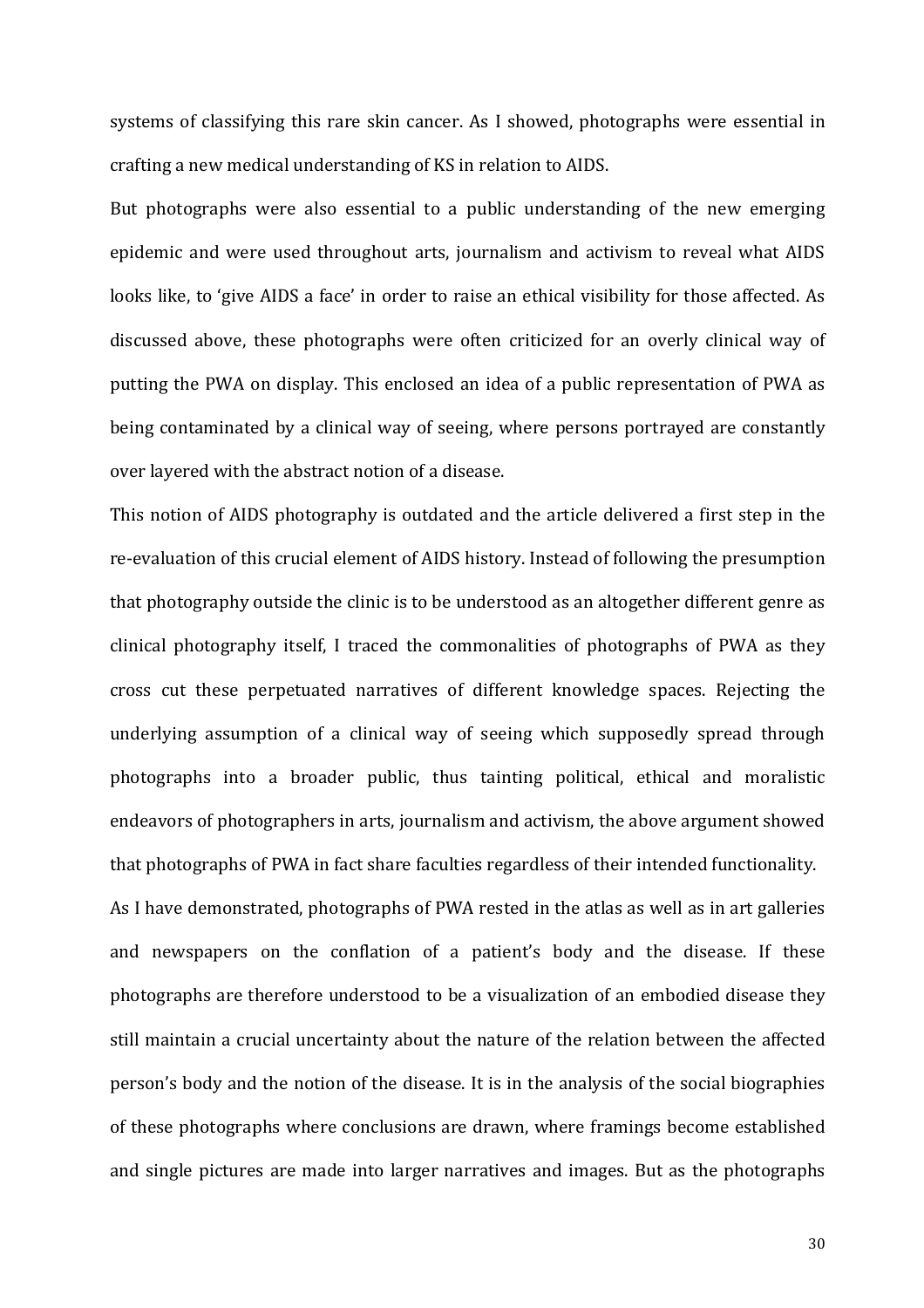systems of classifying this rare skin cancer. As I showed, photographs were essential in crafting a new medical understanding of KS in relation to AIDS.

But photographs were also essential to a public understanding of the new emerging epidemic and were used throughout arts, journalism and activism to reveal what AIDS looks like, to 'give AIDS a face' in order to raise an ethical visibility for those affected. As discussed above, these photographs were often criticized for an overly clinical way of putting the PWA on display. This enclosed an idea of a public representation of PWA as being contaminated by a clinical way of seeing, where persons portrayed are constantly over layered with the abstract notion of a disease.

This notion of AIDS photography is outdated and the article delivered a first step in the re-evaluation of this crucial element of AIDS history. Instead of following the presumption that photography outside the clinic is to be understood as an altogether different genre as clinical photography itself, I traced the commonalities of photographs of PWA as they cross cut these perpetuated narratives of different knowledge spaces. Rejecting the underlying assumption of a clinical way of seeing which supposedly spread through photographs into a broader public, thus tainting political, ethical and moralistic endeavors of photographers in arts, journalism and activism, the above argument showed that photographs of PWA in fact share faculties regardless of their intended functionality.

As I have demonstrated, photographs of PWA rested in the atlas as well as in art galleries and newspapers on the conflation of a patient's body and the disease. If these photographs are therefore understood to be a visualization of an embodied disease they still maintain a crucial uncertainty about the nature of the relation between the affected person's body and the notion of the disease. It is in the analysis of the social biographies of these photographs where conclusions are drawn, where framings become established and single pictures are made into larger narratives and images. But as the photographs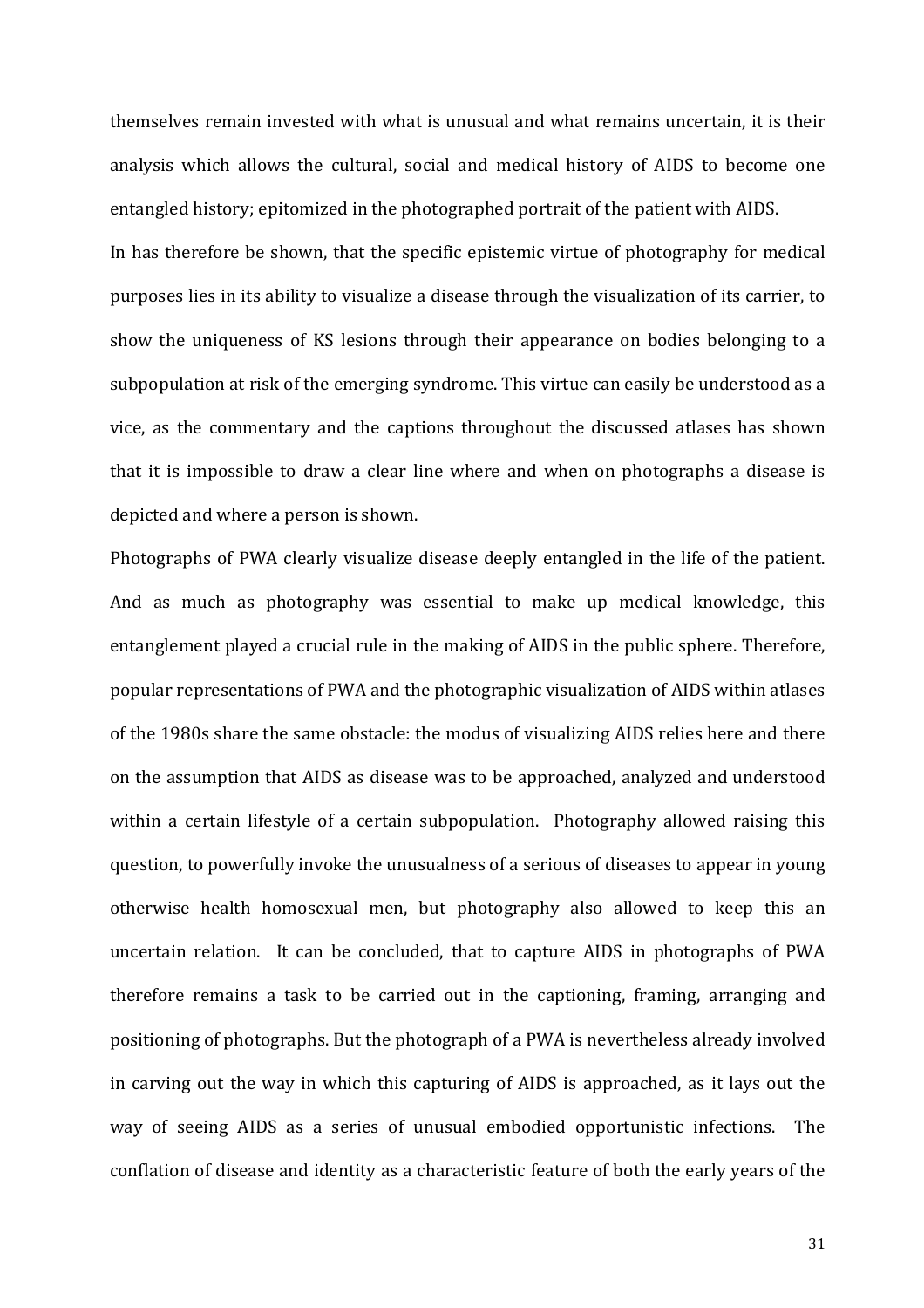themselves remain invested with what is unusual and what remains uncertain, it is their analysis which allows the cultural, social and medical history of AIDS to become one entangled history; epitomized in the photographed portrait of the patient with AIDS.

In has therefore be shown, that the specific epistemic virtue of photography for medical purposes lies in its ability to visualize a disease through the visualization of its carrier, to show the uniqueness of KS lesions through their appearance on bodies belonging to a subpopulation at risk of the emerging syndrome. This virtue can easily be understood as a vice, as the commentary and the captions throughout the discussed atlases has shown that it is impossible to draw a clear line where and when on photographs a disease is depicted and where a person is shown.

Photographs of PWA clearly visualize disease deeply entangled in the life of the patient. And as much as photography was essential to make up medical knowledge, this entanglement played a crucial rule in the making of AIDS in the public sphere. Therefore, popular representations of PWA and the photographic visualization of AIDS within atlases of the 1980s share the same obstacle: the modus of visualizing AIDS relies here and there on the assumption that AIDS as disease was to be approached, analyzed and understood within a certain lifestyle of a certain subpopulation. Photography allowed raising this question, to powerfully invoke the unusualness of a serious of diseases to appear in young otherwise health homosexual men, but photography also allowed to keep this an uncertain relation. It can be concluded, that to capture AIDS in photographs of PWA therefore remains a task to be carried out in the captioning, framing, arranging and positioning of photographs. But the photograph of a PWA is nevertheless already involved in carving out the way in which this capturing of AIDS is approached, as it lays out the way of seeing AIDS as a series of unusual embodied opportunistic infections. The conflation of disease and identity as a characteristic feature of both the early years of the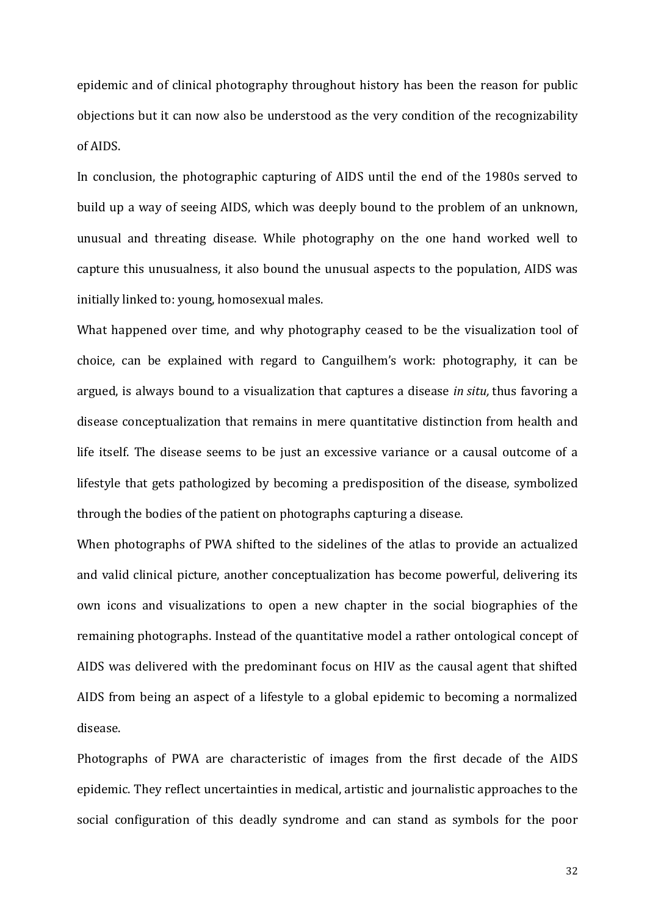epidemic and of clinical photography throughout history has been the reason for public objections but it can now also be understood as the very condition of the recognizability of AIDS.

In conclusion, the photographic capturing of AIDS until the end of the 1980s served to build up a way of seeing AIDS, which was deeply bound to the problem of an unknown, unusual and threating disease. While photography on the one hand worked well to capture this unusualness, it also bound the unusual aspects to the population, AIDS was initially linked to: young, homosexual males.

What happened over time, and why photography ceased to be the visualization tool of choice, can be explained with regard to Canguilhem's work: photography, it can be argued, is always bound to a visualization that captures a disease *in situ,* thus favoring a disease conceptualization that remains in mere quantitative distinction from health and life itself. The disease seems to be just an excessive variance or a causal outcome of a lifestyle that gets pathologized by becoming a predisposition of the disease, symbolized through the bodies of the patient on photographs capturing a disease.

When photographs of PWA shifted to the sidelines of the atlas to provide an actualized and valid clinical picture, another conceptualization has become powerful, delivering its own icons and visualizations to open a new chapter in the social biographies of the remaining photographs. Instead of the quantitative model a rather ontological concept of AIDS was delivered with the predominant focus on HIV as the causal agent that shifted AIDS from being an aspect of a lifestyle to a global epidemic to becoming a normalized disease.

Photographs of PWA are characteristic of images from the first decade of the AIDS epidemic. They reflect uncertainties in medical, artistic and journalistic approaches to the social configuration of this deadly syndrome and can stand as symbols for the poor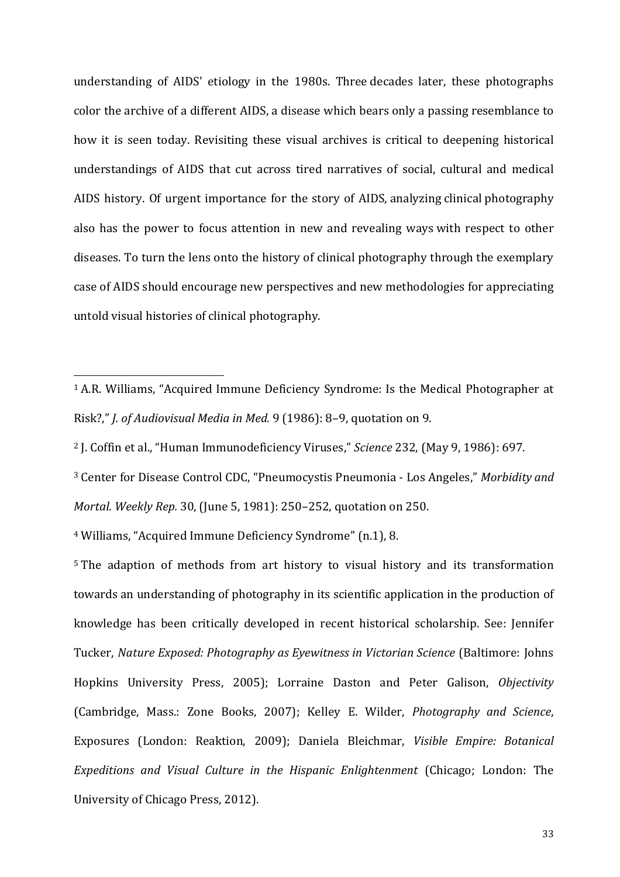understanding of AIDS' etiology in the 1980s. Three decades later, these photographs color the archive of a different AIDS, a disease which bears only a passing resemblance to how it is seen today. Revisiting these visual archives is critical to deepening historical understandings of AIDS that cut across tired narratives of social, cultural and medical AIDS history. Of urgent importance for the story of AIDS, analyzing clinical photography also has the power to focus attention in new and revealing ways with respect to other diseases. To turn the lens onto the history of clinical photography through the exemplary case of AIDS should encourage new perspectives and new methodologies for appreciating untold visual histories of clinical photography.

---

[1] A.R. Williams, "Acquired Immune Deficiency Syndrome: Is the Medical Photographer at Risk?," *J. of Audiovisual Media in Med.* 9 (1986): 8–9, quotation on 9.

[2] J. Coffin et al., "Human Immunodeficiency Viruses," *Science* 232, (May 9, 1986): 697.

[3] Center for Disease Control CDC, "Pneumocystis Pneumonia - Los Angeles," *Morbidity and Mortal. Weekly Rep.* 30, (June 5, 1981): 250–252, quotation on 250.

[4] Williams, "Acquired Immune Deficiency Syndrome" (n.1), 8.

[5] The adaption of methods from art history to visual history and its transformation towards an understanding of photography in its scientific application in the production of knowledge has been critically developed in recent historical scholarship. See: Jennifer Tucker, *Nature Exposed: Photography as Eyewitness in Victorian Science* (Baltimore: Johns Hopkins University Press, 2005); Lorraine Daston and Peter Galison, *Objectivity* (Cambridge, Mass.: Zone Books, 2007); Kelley E. Wilder, *Photography and Science*, Exposures (London: Reaktion, 2009); Daniela Bleichmar, *Visible Empire: Botanical Expeditions and Visual Culture in the Hispanic Enlightenment* (Chicago; London: The University of Chicago Press, 2012).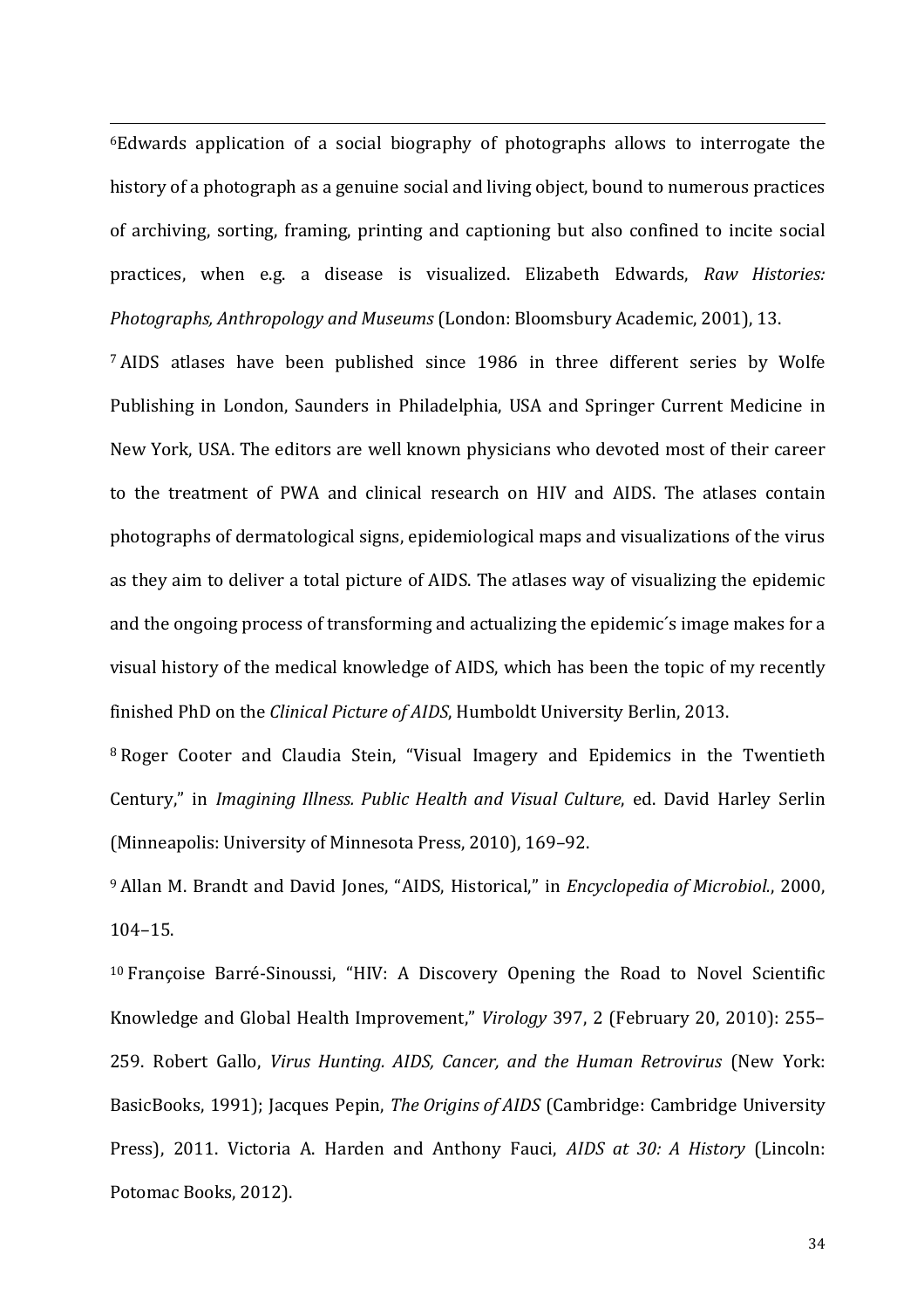[6]Edwards application of a social biography of photographs allows to interrogate the history of a photograph as a genuine social and living object, bound to numerous practices of archiving, sorting, framing, printing and captioning but also confined to incite social practices, when e.g. a disease is visualized. Elizabeth Edwards, *Raw Histories: Photographs, Anthropology and Museums* (London: Bloomsbury Academic, 2001), 13.

[7] AIDS atlases have been published since 1986 in three different series by Wolfe Publishing in London, Saunders in Philadelphia, USA and Springer Current Medicine in New York, USA. The editors are well known physicians who devoted most of their career to the treatment of PWA and clinical research on HIV and AIDS. The atlases contain photographs of dermatological signs, epidemiological maps and visualizations of the virus as they aim to deliver a total picture of AIDS. The atlases way of visualizing the epidemic and the ongoing process of transforming and actualizing the epidemic´s image makes for a visual history of the medical knowledge of AIDS, which has been the topic of my recently finished PhD on the *Clinical Picture of AIDS*, Humboldt University Berlin, 2013.

[8] Roger Cooter and Claudia Stein, "Visual Imagery and Epidemics in the Twentieth Century," in *Imagining Illness. Public Health and Visual Culture*, ed. David Harley Serlin (Minneapolis: University of Minnesota Press, 2010), 169–92.

[9] Allan M. Brandt and David Jones, "AIDS, Historical," in *Encyclopedia of Microbiol.*, 2000, 104–15.

[10] Françoise Barré-Sinoussi, "HIV: A Discovery Opening the Road to Novel Scientific Knowledge and Global Health Improvement," *Virology* 397, 2 (February 20, 2010): 255–259. Robert Gallo, *Virus Hunting. AIDS, Cancer, and the Human Retrovirus* (New York: BasicBooks, 1991); Jacques Pepin, *The Origins of AIDS* (Cambridge: Cambridge University Press), 2011. Victoria A. Harden and Anthony Fauci, *AIDS at 30: A History* (Lincoln: Potomac Books, 2012).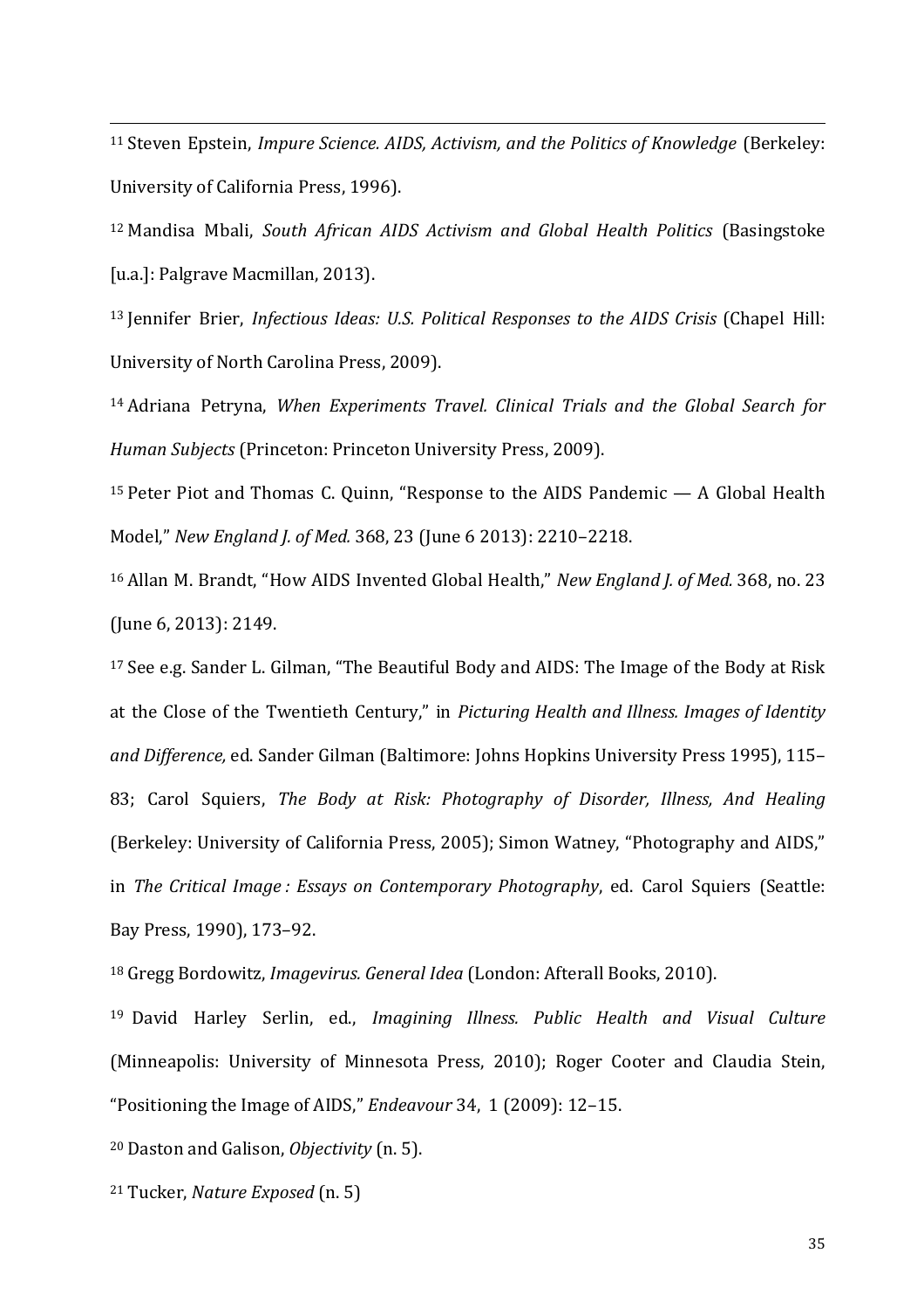[11] Steven Epstein, *Impure Science. AIDS, Activism, and the Politics of Knowledge* (Berkeley: University of California Press, 1996).

[12] Mandisa Mbali, *South African AIDS Activism and Global Health Politics* (Basingstoke [u.a.]: Palgrave Macmillan, 2013).

[13] Jennifer Brier, *Infectious Ideas: U.S. Political Responses to the AIDS Crisis* (Chapel Hill: University of North Carolina Press, 2009).

[14] Adriana Petryna, *When Experiments Travel. Clinical Trials and the Global Search for Human Subjects* (Princeton: Princeton University Press, 2009).

[15] Peter Piot and Thomas C. Quinn, "Response to the AIDS Pandemic — A Global Health Model," *New England J. of Med.* 368, 23 (June 6 2013): 2210–2218.

[16] Allan M. Brandt, "How AIDS Invented Global Health," *New England J. of Med.* 368, no. 23 (June 6, 2013): 2149.

[17] See e.g. Sander L. Gilman, "The Beautiful Body and AIDS: The Image of the Body at Risk at the Close of the Twentieth Century," in *Picturing Health and Illness. Images of Identity and Difference,* ed. Sander Gilman (Baltimore: Johns Hopkins University Press 1995), 115–83; Carol Squiers, *The Body at Risk: Photography of Disorder, Illness, And Healing* (Berkeley: University of California Press, 2005); Simon Watney, "Photography and AIDS," in *The Critical Image : Essays on Contemporary Photography*, ed. Carol Squiers (Seattle: Bay Press, 1990), 173–92.

[18] Gregg Bordowitz, *Imagevirus. General Idea* (London: Afterall Books, 2010).

[19] David Harley Serlin, ed., *Imagining Illness. Public Health and Visual Culture* (Minneapolis: University of Minnesota Press, 2010); Roger Cooter and Claudia Stein, "Positioning the Image of AIDS," *Endeavour* 34, 1 (2009): 12–15.

[20] Daston and Galison, *Objectivity* (n. 5).

[21] Tucker, *Nature Exposed* (n. 5)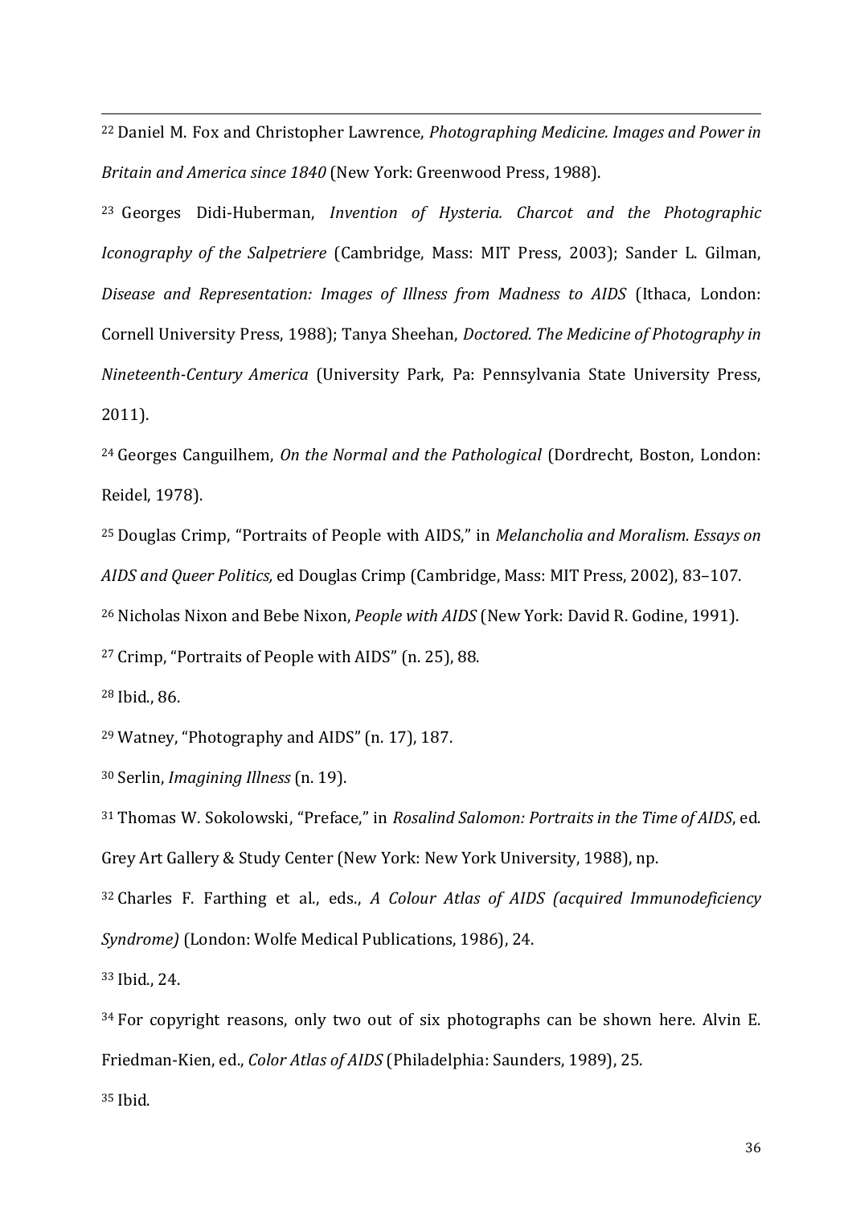[22] Daniel M. Fox and Christopher Lawrence, *Photographing Medicine. Images and Power in Britain and America since 1840* (New York: Greenwood Press, 1988).

[23] Georges Didi-Huberman, *Invention of Hysteria. Charcot and the Photographic Iconography of the Salpetriere* (Cambridge, Mass: MIT Press, 2003); Sander L. Gilman, *Disease and Representation: Images of Illness from Madness to AIDS* (Ithaca, London: Cornell University Press, 1988); Tanya Sheehan, *Doctored. The Medicine of Photography in Nineteenth-Century America* (University Park, Pa: Pennsylvania State University Press, 2011).

[24] Georges Canguilhem, *On the Normal and the Pathological* (Dordrecht, Boston, London: Reidel, 1978).

[25] Douglas Crimp, "Portraits of People with AIDS," in *Melancholia and Moralism. Essays on AIDS and Queer Politics,* ed Douglas Crimp (Cambridge, Mass: MIT Press, 2002), 83–107.

[26] Nicholas Nixon and Bebe Nixon, *People with AIDS* (New York: David R. Godine, 1991).

[27] Crimp, "Portraits of People with AIDS" (n. 25), 88.

[28] Ibid., 86.

[29] Watney, "Photography and AIDS" (n. 17), 187.

[30] Serlin, *Imagining Illness* (n. 19).

[31] Thomas W. Sokolowski, "Preface," in *Rosalind Salomon: Portraits in the Time of AIDS*, ed. Grey Art Gallery & Study Center (New York: New York University, 1988), np.

[32] Charles F. Farthing et al., eds., *A Colour Atlas of AIDS (acquired Immunodeficiency Syndrome)* (London: Wolfe Medical Publications, 1986), 24.

[33] Ibid., 24.

[34] For copyright reasons, only two out of six photographs can be shown here. Alvin E. Friedman-Kien, ed., *Color Atlas of AIDS* (Philadelphia: Saunders, 1989), 25.

[35] Ibid.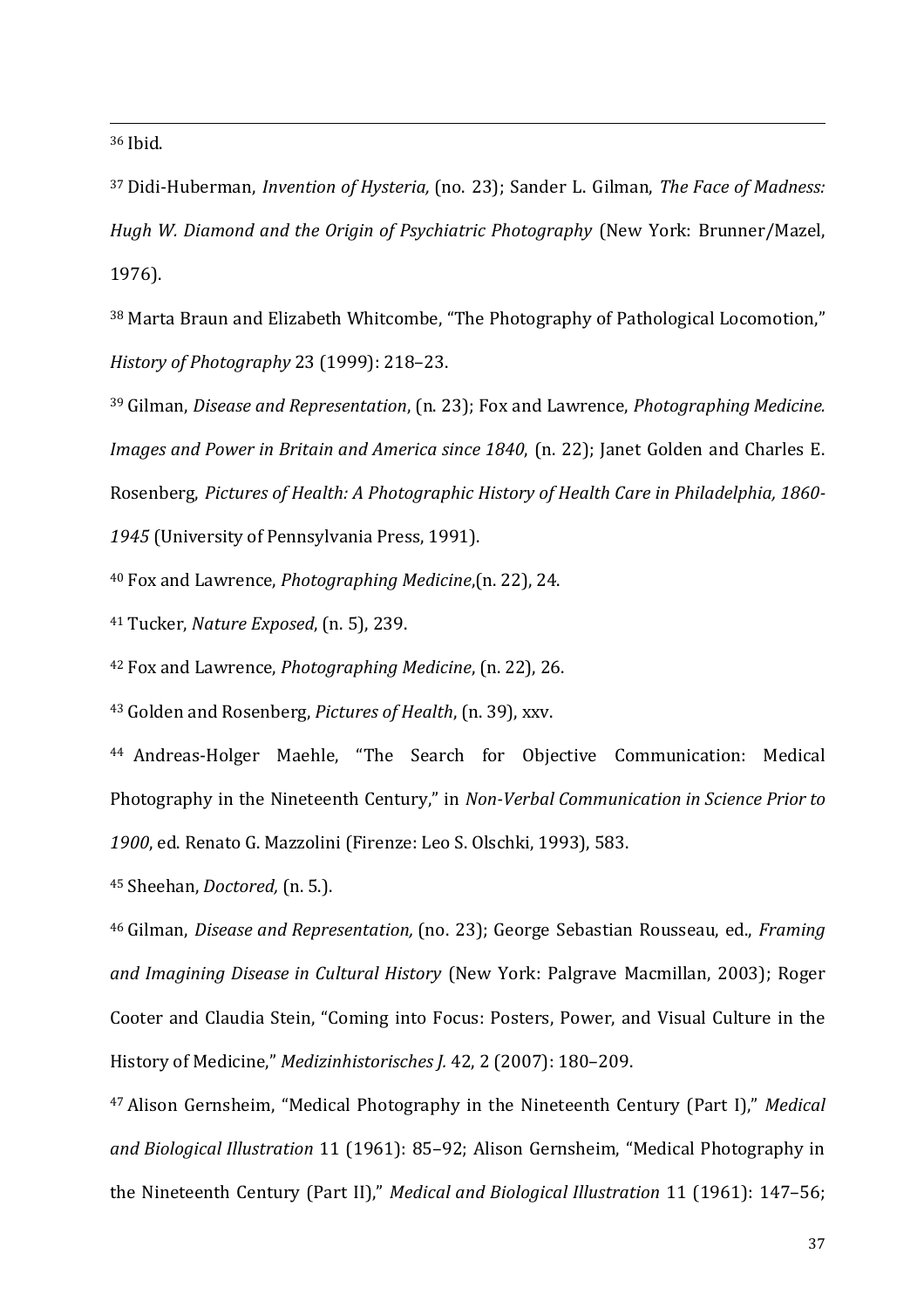[36] Ibid.

[37] Didi-Huberman, *Invention of Hysteria,* (no. 23); Sander L. Gilman, *The Face of Madness: Hugh W. Diamond and the Origin of Psychiatric Photography* (New York: Brunner/Mazel, 1976).

[38] Marta Braun and Elizabeth Whitcombe, "The Photography of Pathological Locomotion," *History of Photography* 23 (1999): 218–23.

[39] Gilman, *Disease and Representation*, (n. 23); Fox and Lawrence, *Photographing Medicine. Images and Power in Britain and America since 1840*, (n. 22); Janet Golden and Charles E. Rosenberg, *Pictures of Health: A Photographic History of Health Care in Philadelphia, 1860-1945* (University of Pennsylvania Press, 1991).

[40] Fox and Lawrence, *Photographing Medicine*,(n. 22), 24.

[41] Tucker, *Nature Exposed*, (n. 5), 239.

[42] Fox and Lawrence, *Photographing Medicine*, (n. 22), 26.

[43] Golden and Rosenberg, *Pictures of Health*, (n. 39), xxv.

[44] Andreas-Holger Maehle, "The Search for Objective Communication: Medical Photography in the Nineteenth Century," in *Non-Verbal Communication in Science Prior to 1900*, ed. Renato G. Mazzolini (Firenze: Leo S. Olschki, 1993), 583.

[45] Sheehan, *Doctored,* (n. 5.).

[46] Gilman, *Disease and Representation,* (no. 23); George Sebastian Rousseau, ed., *Framing and Imagining Disease in Cultural History* (New York: Palgrave Macmillan, 2003); Roger Cooter and Claudia Stein, "Coming into Focus: Posters, Power, and Visual Culture in the History of Medicine," *Medizinhistorisches J.* 42, 2 (2007): 180–209.

[47] Alison Gernsheim, "Medical Photography in the Nineteenth Century (Part I)," *Medical and Biological Illustration* 11 (1961): 85–92; Alison Gernsheim, "Medical Photography in the Nineteenth Century (Part II)," *Medical and Biological Illustration* 11 (1961): 147–56;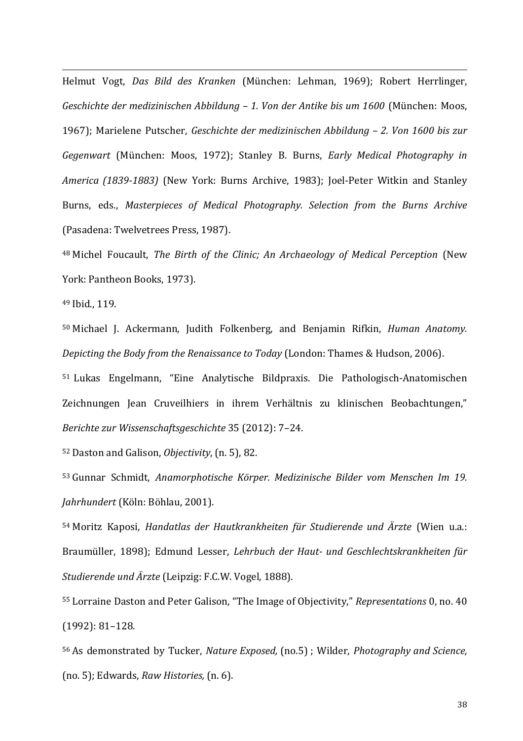Helmut Vogt, *Das Bild des Kranken* (München: Lehman, 1969); Robert Herrlinger, *Geschichte der medizinischen Abbildung – 1. Von der Antike bis um 1600* (München: Moos, 1967); Marielene Putscher, *Geschichte der medizinischen Abbildung – 2. Von 1600 bis zur Gegenwart* (München: Moos, 1972); Stanley B. Burns, *Early Medical Photography in America (1839-1883)* (New York: Burns Archive, 1983); Joel-Peter Witkin and Stanley Burns, eds., *Masterpieces of Medical Photography. Selection from the Burns Archive* (Pasadena: Twelvetrees Press, 1987).

[48] Michel Foucault, *The Birth of the Clinic; An Archaeology of Medical Perception* (New York: Pantheon Books, 1973).

[49] Ibid., 119.

[50] Michael J. Ackermann, Judith Folkenberg, and Benjamin Rifkin, *Human Anatomy. Depicting the Body from the Renaissance to Today* (London: Thames & Hudson, 2006).

[51] Lukas Engelmann, "Eine Analytische Bildpraxis. Die Pathologisch-Anatomischen Zeichnungen Jean Cruveilhiers in ihrem Verhältnis zu klinischen Beobachtungen," *Berichte zur Wissenschaftsgeschichte* 35 (2012): 7–24.

[52] Daston and Galison, *Objectivity*, (n. 5), 82.

[53] Gunnar Schmidt, *Anamorphotische Körper. Medizinische Bilder vom Menschen Im 19. Jahrhundert* (Köln: Böhlau, 2001).

[54] Moritz Kaposi, *Handatlas der Hautkrankheiten für Studierende und Ärzte* (Wien u.a.: Braumüller, 1898); Edmund Lesser, *Lehrbuch der Haut- und Geschlechtskrankheiten für Studierende und Ärzte* (Leipzig: F.C.W. Vogel, 1888).

[55] Lorraine Daston and Peter Galison, "The Image of Objectivity," *Representations* 0, no. 40 (1992): 81–128.

[56] As demonstrated by Tucker, *Nature Exposed,* (no.5) ; Wilder, *Photography and Science,* (no. 5); Edwards, *Raw Histories,* (n. 6).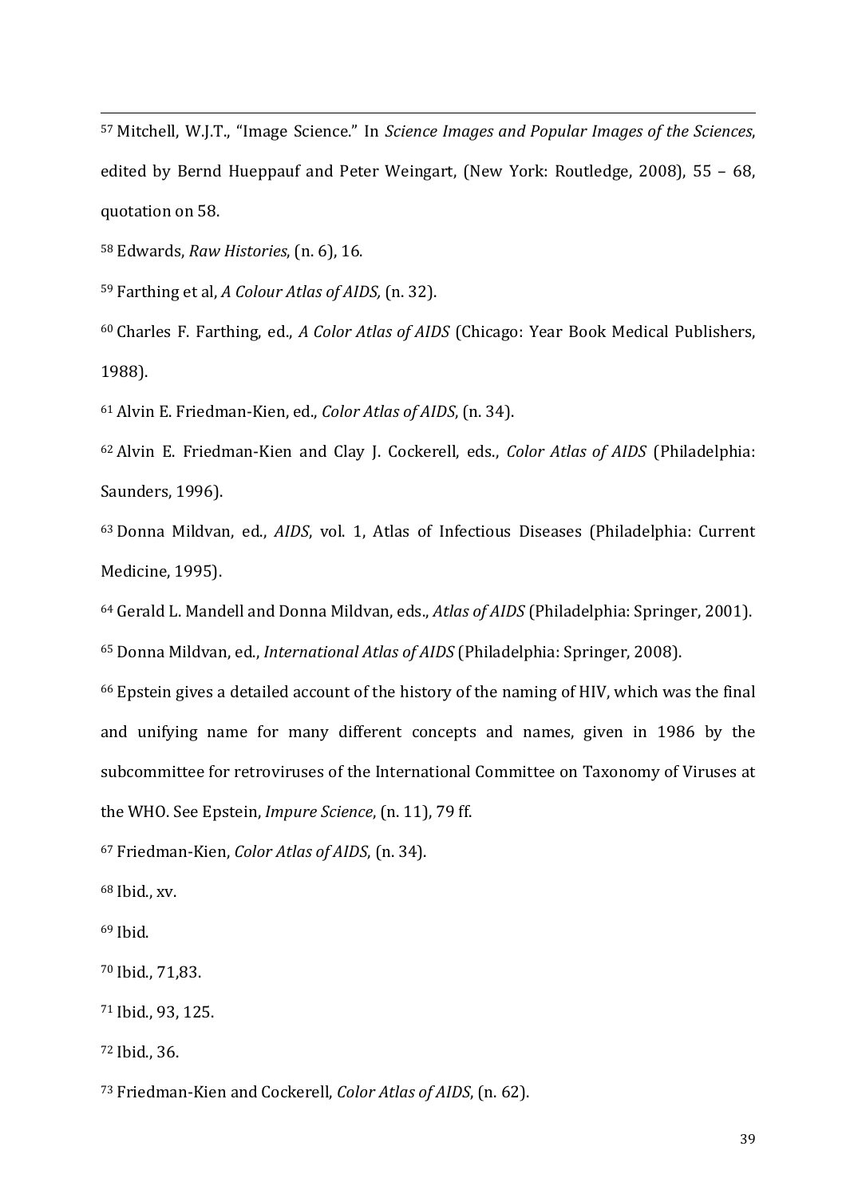[57] Mitchell, W.J.T., "Image Science." In *Science Images and Popular Images of the Sciences*, edited by Bernd Hueppauf and Peter Weingart, (New York: Routledge, 2008), 55 – 68, quotation on 58.

[58] Edwards, *Raw Histories*, (n. 6), 16.

[59] Farthing et al, *A Colour Atlas of AIDS,* (n. 32).

[60] Charles F. Farthing, ed., *A Color Atlas of AIDS* (Chicago: Year Book Medical Publishers, 1988).

[61] Alvin E. Friedman-Kien, ed., *Color Atlas of AIDS*, (n. 34).

[62] Alvin E. Friedman-Kien and Clay J. Cockerell, eds., *Color Atlas of AIDS* (Philadelphia: Saunders, 1996).

[63] Donna Mildvan, ed., *AIDS*, vol. 1, Atlas of Infectious Diseases (Philadelphia: Current Medicine, 1995).

[64] Gerald L. Mandell and Donna Mildvan, eds., *Atlas of AIDS* (Philadelphia: Springer, 2001).

[65] Donna Mildvan, ed., *International Atlas of AIDS* (Philadelphia: Springer, 2008).

[66] Epstein gives a detailed account of the history of the naming of HIV, which was the final and unifying name for many different concepts and names, given in 1986 by the subcommittee for retroviruses of the International Committee on Taxonomy of Viruses at the WHO. See Epstein, *Impure Science*, (n. 11), 79 ff.

[67] Friedman-Kien, *Color Atlas of AIDS*, (n. 34).

[68] Ibid., xv.

[69] Ibid.

[70] Ibid., 71,83.

[71] Ibid., 93, 125.

[72] Ibid., 36.

[73] Friedman-Kien and Cockerell, *Color Atlas of AIDS*, (n. 62).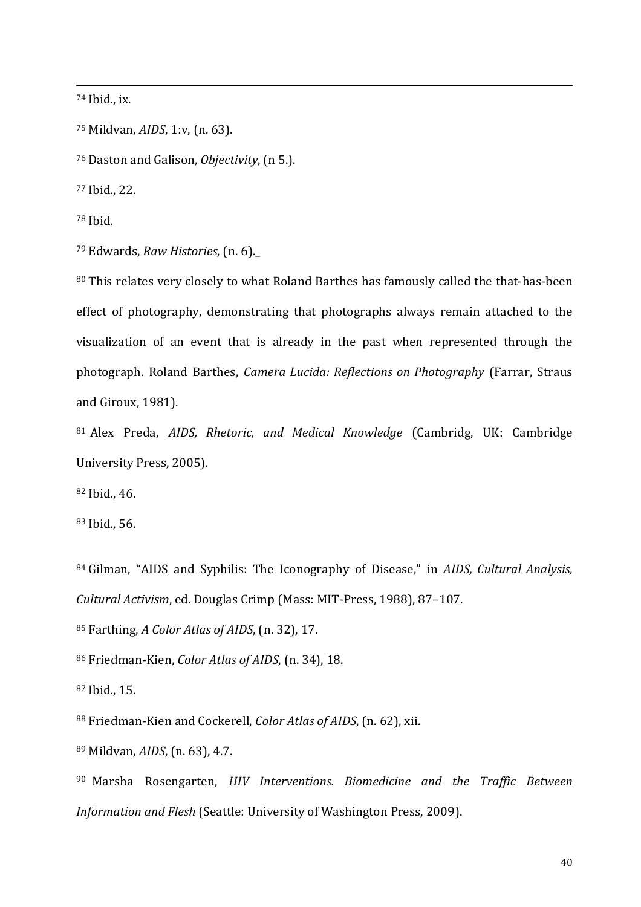[74] Ibid., ix.

[75] Mildvan, *AIDS*, 1:v, (n. 63).

[76] Daston and Galison, *Objectivity*, (n 5.).

[77] Ibid., 22.

[78] Ibid.

[79] Edwards, *Raw Histories*, (n. 6)._

[80] This relates very closely to what Roland Barthes has famously called the that-has-been effect of photography, demonstrating that photographs always remain attached to the visualization of an event that is already in the past when represented through the photograph. Roland Barthes, *Camera Lucida: Reflections on Photography* (Farrar, Straus and Giroux, 1981).

[81] Alex Preda, *AIDS, Rhetoric, and Medical Knowledge* (Cambridg, UK: Cambridge University Press, 2005).

[82] Ibid., 46.

[83] Ibid., 56.

[84] Gilman, "AIDS and Syphilis: The Iconography of Disease," in *AIDS, Cultural Analysis, Cultural Activism*, ed. Douglas Crimp (Mass: MIT-Press, 1988), 87–107.

[85] Farthing, *A Color Atlas of AIDS*, (n. 32), 17.

[86] Friedman-Kien, *Color Atlas of AIDS*, (n. 34), 18.

[87] Ibid., 15.

[88] Friedman-Kien and Cockerell, *Color Atlas of AIDS*, (n. 62), xii.

[89] Mildvan, *AIDS*, (n. 63), 4.7.

[90] Marsha Rosengarten, *HIV Interventions. Biomedicine and the Traffic Between Information and Flesh* (Seattle: University of Washington Press, 2009).